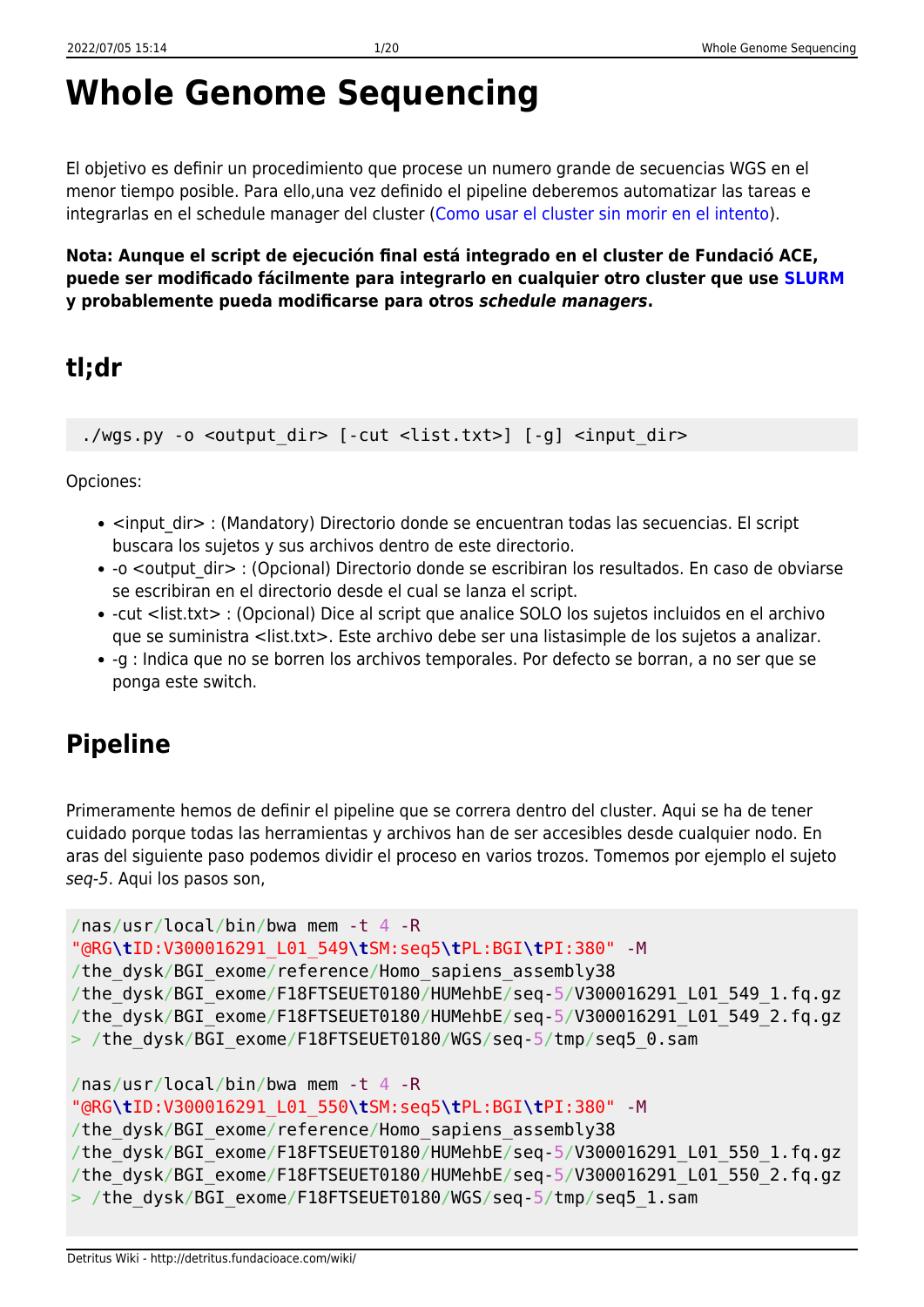# Whole Genome Sequencing

El objetivo es definir un procedimiento que procese un numero grande de secuencias WGS en el menor tiempo posible. Para ello,una vez definido el pipeline deberemos automatizar las tareas e integrarlas en el schedule manager del cluster (Como usar el cluster sin morir en el intento).

**Nota: Aunque el script de ejecución final está integrado en el cluster de Fundació ACE, puede ser modificado fácilmente para integrarlo en cualquier otro cluster que use SLURM y probablemente pueda modificarse para otros *schedule managers*.**

## tl;dr

```
./wgs.py -o <output_dir> [-cut <list.txt>] [-g] <input_dir>
```

Opciones:

- <input_dir> : (Mandatory) Directorio donde se encuentran todas las secuencias. El script buscara los sujetos y sus archivos dentro de este directorio.
- -o <output_dir> : (Opcional) Directorio donde se escribiran los resultados. En caso de obviarse se escribiran en el directorio desde el cual se lanza el script.
- -cut <list.txt> : (Opcional) Dice al script que analice SOLO los sujetos incluidos en el archivo que se suministra <list.txt>. Este archivo debe ser una listasimple de los sujetos a analizar.
- -g : Indica que no se borren los archivos temporales. Por defecto se borran, a no ser que se ponga este switch.

## Pipeline

Primeramente hemos de definir el pipeline que se correra dentro del cluster. Aqui se ha de tener cuidado porque todas las herramientas y archivos han de ser accesibles desde cualquier nodo. En aras del siguiente paso podemos dividir el proceso en varios trozos. Tomemos por ejemplo el sujeto *seq-5*. Aqui los pasos son,

```
/nas/usr/local/bin/bwa mem -t 4 -R
"@RG\tID:V300016291_L01_549\tSM:seq5\tPL:BGI\tPI:380" -M
/the_dysk/BGI_exome/reference/Homo_sapiens_assembly38
/the_dysk/BGI_exome/F18FTSEUET0180/HUMehbE/seq-5/V300016291_L01_549_1.fq.gz
/the_dysk/BGI_exome/F18FTSEUET0180/HUMehbE/seq-5/V300016291_L01_549_2.fq.gz
> /the_dysk/BGI_exome/F18FTSEUET0180/WGS/seq-5/tmp/seq5_0.sam

/nas/usr/local/bin/bwa mem -t 4 -R
"@RG\tID:V300016291_L01_550\tSM:seq5\tPL:BGI\tPI:380" -M
/the_dysk/BGI_exome/reference/Homo_sapiens_assembly38
/the_dysk/BGI_exome/F18FTSEUET0180/HUMehbE/seq-5/V300016291_L01_550_1.fq.gz
/the_dysk/BGI_exome/F18FTSEUET0180/HUMehbE/seq-5/V300016291_L01_550_2.fq.gz
> /the_dysk/BGI_exome/F18FTSEUET0180/WGS/seq-5/tmp/seq5_1.sam
```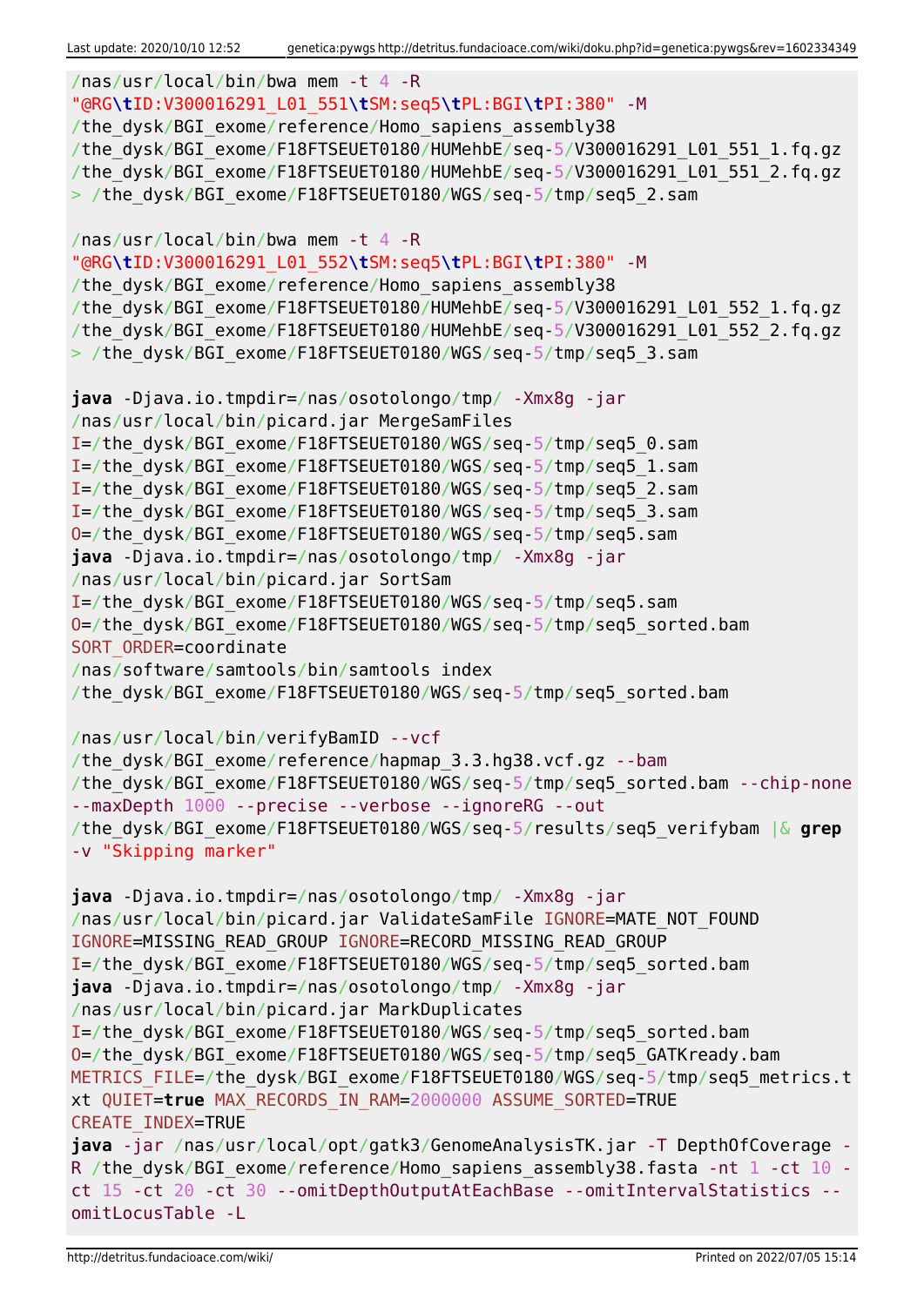```
/nas/usr/local/bin/bwa mem -t 4 -R
"@RG\tID:V300016291_L01_551\tSM:seq5\tPL:BGI\tPI:380" -M
/the_dysk/BGI_exome/reference/Homo_sapiens_assembly38
/the_dysk/BGI_exome/F18FTSEUET0180/HUMehbE/seq-5/V300016291_L01_551_1.fq.gz
/the_dysk/BGI_exome/F18FTSEUET0180/HUMehbE/seq-5/V300016291_L01_551_2.fq.gz
> /the_dysk/BGI_exome/F18FTSEUET0180/WGS/seq-5/tmp/seq5_2.sam

/nas/usr/local/bin/bwa mem -t 4 -R
"@RG\tID:V300016291_L01_552\tSM:seq5\tPL:BGI\tPI:380" -M
/the_dysk/BGI_exome/reference/Homo_sapiens_assembly38
/the_dysk/BGI_exome/F18FTSEUET0180/HUMehbE/seq-5/V300016291_L01_552_1.fq.gz
/the_dysk/BGI_exome/F18FTSEUET0180/HUMehbE/seq-5/V300016291_L01_552_2.fq.gz
> /the_dysk/BGI_exome/F18FTSEUET0180/WGS/seq-5/tmp/seq5_3.sam

java -Djava.io.tmpdir=/nas/osotolongo/tmp/ -Xmx8g -jar
/nas/usr/local/bin/picard.jar MergeSamFiles
I=/the_dysk/BGI_exome/F18FTSEUET0180/WGS/seq-5/tmp/seq5_0.sam
I=/the_dysk/BGI_exome/F18FTSEUET0180/WGS/seq-5/tmp/seq5_1.sam
I=/the_dysk/BGI_exome/F18FTSEUET0180/WGS/seq-5/tmp/seq5_2.sam
I=/the_dysk/BGI_exome/F18FTSEUET0180/WGS/seq-5/tmp/seq5_3.sam
O=/the_dysk/BGI_exome/F18FTSEUET0180/WGS/seq-5/tmp/seq5.sam
java -Djava.io.tmpdir=/nas/osotolongo/tmp/ -Xmx8g -jar
/nas/usr/local/bin/picard.jar SortSam
I=/the_dysk/BGI_exome/F18FTSEUET0180/WGS/seq-5/tmp/seq5.sam
O=/the_dysk/BGI_exome/F18FTSEUET0180/WGS/seq-5/tmp/seq5_sorted.bam
SORT_ORDER=coordinate
/nas/software/samtools/bin/samtools index
/the_dysk/BGI_exome/F18FTSEUET0180/WGS/seq-5/tmp/seq5_sorted.bam

/nas/usr/local/bin/verifyBamID --vcf
/the_dysk/BGI_exome/reference/hapmap_3.3.hg38.vcf.gz --bam
/the_dysk/BGI_exome/F18FTSEUET0180/WGS/seq-5/tmp/seq5_sorted.bam --chip-none
--maxDepth 1000 --precise --verbose --ignoreRG --out
/the_dysk/BGI_exome/F18FTSEUET0180/WGS/seq-5/results/seq5_verifybam |& grep
-v "Skipping marker"

java -Djava.io.tmpdir=/nas/osotolongo/tmp/ -Xmx8g -jar
/nas/usr/local/bin/picard.jar ValidateSamFile IGNORE=MATE_NOT_FOUND
IGNORE=MISSING_READ_GROUP IGNORE=RECORD_MISSING_READ_GROUP
I=/the_dysk/BGI_exome/F18FTSEUET0180/WGS/seq-5/tmp/seq5_sorted.bam
java -Djava.io.tmpdir=/nas/osotolongo/tmp/ -Xmx8g -jar
/nas/usr/local/bin/picard.jar MarkDuplicates
I=/the_dysk/BGI_exome/F18FTSEUET0180/WGS/seq-5/tmp/seq5_sorted.bam
O=/the_dysk/BGI_exome/F18FTSEUET0180/WGS/seq-5/tmp/seq5_GATKready.bam
METRICS_FILE=/the_dysk/BGI_exome/F18FTSEUET0180/WGS/seq-5/tmp/seq5_metrics.t
xt QUIET=true MAX_RECORDS_IN_RAM=2000000 ASSUME_SORTED=TRUE
CREATE_INDEX=TRUE
java -jar /nas/usr/local/opt/gatk3/GenomeAnalysisTK.jar -T DepthOfCoverage -
R /the_dysk/BGI_exome/reference/Homo_sapiens_assembly38.fasta -nt 1 -ct 10 -
ct 15 -ct 20 -ct 30 --omitDepthOutputAtEachBase --omitIntervalStatistics --
omitLocusTable -L
```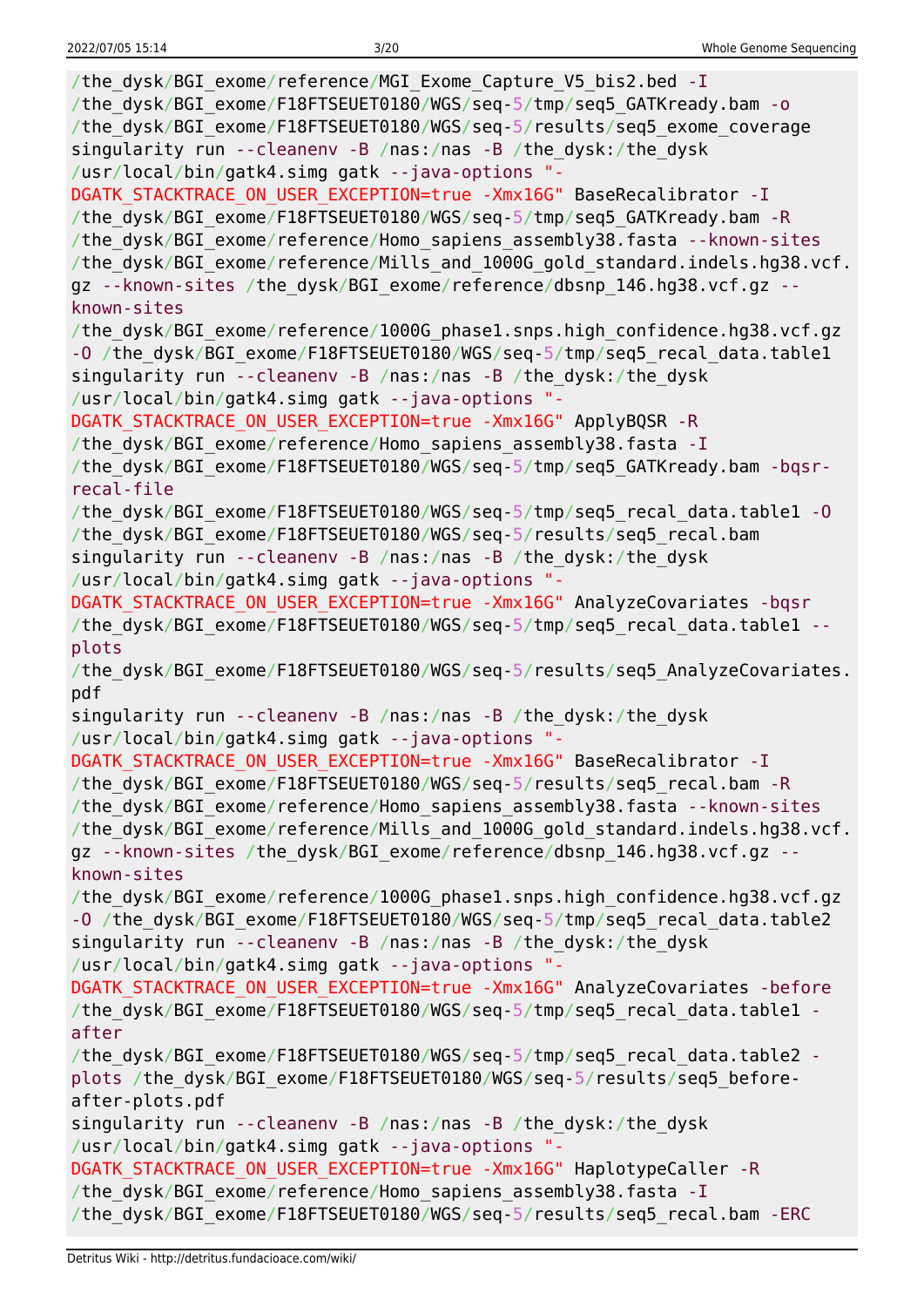```
/the_dysk/BGI_exome/reference/MGI_Exome_Capture_V5_bis2.bed -I
/the_dysk/BGI_exome/F18FTSEUET0180/WGS/seq-5/tmp/seq5_GATKready.bam -o
/the_dysk/BGI_exome/F18FTSEUET0180/WGS/seq-5/results/seq5_exome_coverage
singularity run --cleanenv -B /nas:/nas -B /the_dysk:/the_dysk
/usr/local/bin/gatk4.simg gatk --java-options "-
DGATK_STACKTRACE_ON_USER_EXCEPTION=true -Xmx16G" BaseRecalibrator -I
/the_dysk/BGI_exome/F18FTSEUET0180/WGS/seq-5/tmp/seq5_GATKready.bam -R
/the_dysk/BGI_exome/reference/Homo_sapiens_assembly38.fasta --known-sites
/the_dysk/BGI_exome/reference/Mills_and_1000G_gold_standard.indels.hg38.vcf.
gz --known-sites /the_dysk/BGI_exome/reference/dbsnp_146.hg38.vcf.gz --
known-sites
/the_dysk/BGI_exome/reference/1000G_phase1.snps.high_confidence.hg38.vcf.gz
-O /the_dysk/BGI_exome/F18FTSEUET0180/WGS/seq-5/tmp/seq5_recal_data.table1
singularity run --cleanenv -B /nas:/nas -B /the_dysk:/the_dysk
/usr/local/bin/gatk4.simg gatk --java-options "-
DGATK_STACKTRACE_ON_USER_EXCEPTION=true -Xmx16G" ApplyBQSR -R
/the_dysk/BGI_exome/reference/Homo_sapiens_assembly38.fasta -I
/the_dysk/BGI_exome/F18FTSEUET0180/WGS/seq-5/tmp/seq5_GATKready.bam -bqsr-
recal-file
/the_dysk/BGI_exome/F18FTSEUET0180/WGS/seq-5/tmp/seq5_recal_data.table1 -O
/the_dysk/BGI_exome/F18FTSEUET0180/WGS/seq-5/results/seq5_recal.bam
singularity run --cleanenv -B /nas:/nas -B /the_dysk:/the_dysk
/usr/local/bin/gatk4.simg gatk --java-options "-
DGATK_STACKTRACE_ON_USER_EXCEPTION=true -Xmx16G" AnalyzeCovariates -bqsr
/the_dysk/BGI_exome/F18FTSEUET0180/WGS/seq-5/tmp/seq5_recal_data.table1 --
plots
/the_dysk/BGI_exome/F18FTSEUET0180/WGS/seq-5/results/seq5_AnalyzeCovariates.
pdf
singularity run --cleanenv -B /nas:/nas -B /the_dysk:/the_dysk
/usr/local/bin/gatk4.simg gatk --java-options "-
DGATK_STACKTRACE_ON_USER_EXCEPTION=true -Xmx16G" BaseRecalibrator -I
/the_dysk/BGI_exome/F18FTSEUET0180/WGS/seq-5/results/seq5_recal.bam -R
/the_dysk/BGI_exome/reference/Homo_sapiens_assembly38.fasta --known-sites
/the_dysk/BGI_exome/reference/Mills_and_1000G_gold_standard.indels.hg38.vcf.
gz --known-sites /the_dysk/BGI_exome/reference/dbsnp_146.hg38.vcf.gz --
known-sites
/the_dysk/BGI_exome/reference/1000G_phase1.snps.high_confidence.hg38.vcf.gz
-O /the_dysk/BGI_exome/F18FTSEUET0180/WGS/seq-5/tmp/seq5_recal_data.table2
singularity run --cleanenv -B /nas:/nas -B /the_dysk:/the_dysk
/usr/local/bin/gatk4.simg gatk --java-options "-
DGATK_STACKTRACE_ON_USER_EXCEPTION=true -Xmx16G" AnalyzeCovariates -before
/the_dysk/BGI_exome/F18FTSEUET0180/WGS/seq-5/tmp/seq5_recal_data.table1 -
after
/the_dysk/BGI_exome/F18FTSEUET0180/WGS/seq-5/tmp/seq5_recal_data.table2 -
plots /the_dysk/BGI_exome/F18FTSEUET0180/WGS/seq-5/results/seq5_before-
after-plots.pdf
singularity run --cleanenv -B /nas:/nas -B /the_dysk:/the_dysk
/usr/local/bin/gatk4.simg gatk --java-options "-
DGATK_STACKTRACE_ON_USER_EXCEPTION=true -Xmx16G" HaplotypeCaller -R
/the_dysk/BGI_exome/reference/Homo_sapiens_assembly38.fasta -I
/the_dysk/BGI_exome/F18FTSEUET0180/WGS/seq-5/results/seq5_recal.bam -ERC
```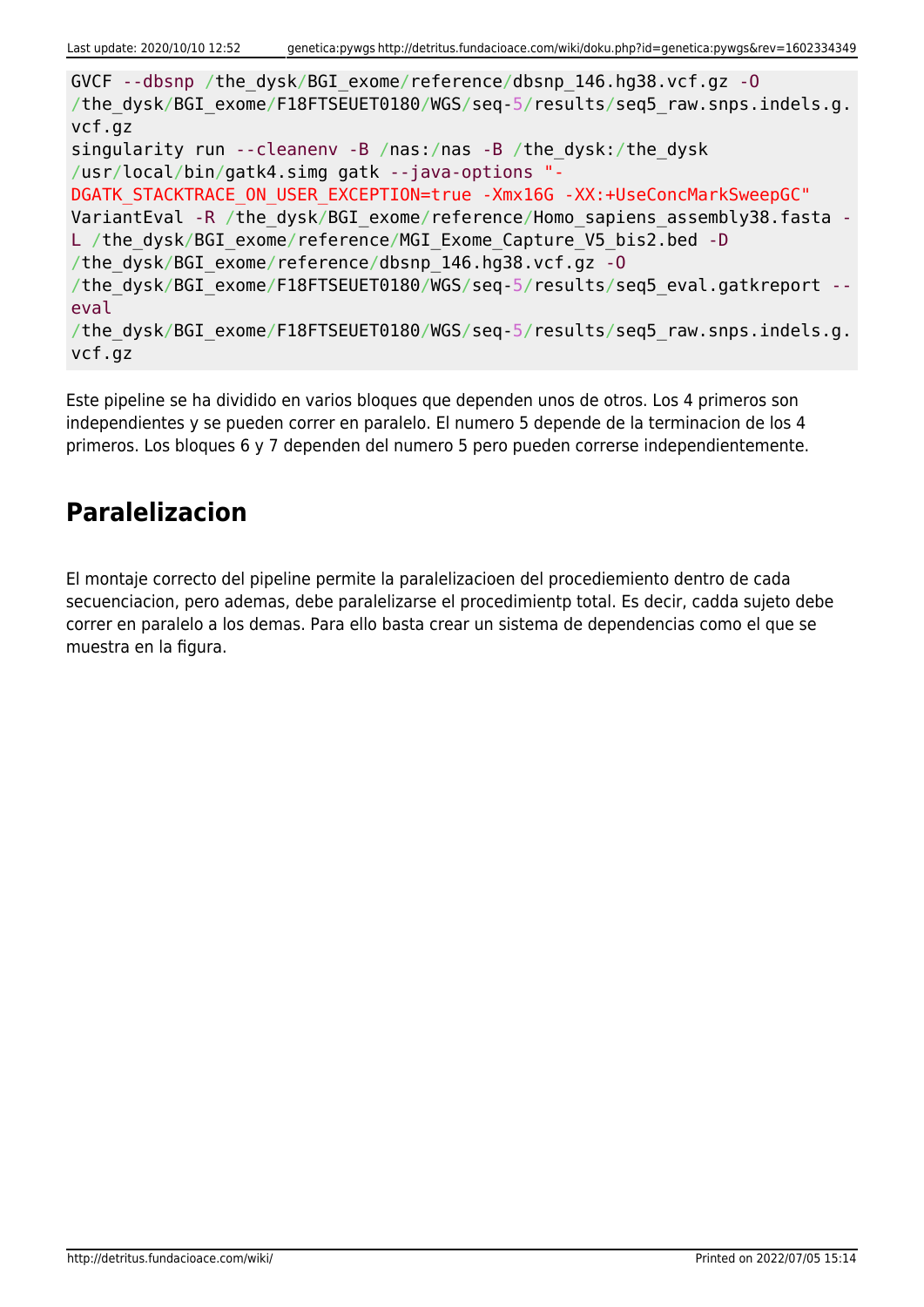```
GVCF --dbsnp /the_dysk/BGI_exome/reference/dbsnp_146.hg38.vcf.gz -O
/the_dysk/BGI_exome/F18FTSEUET0180/WGS/seq-5/results/seq5_raw.snps.indels.g.
vcf.gz
singularity run --cleanenv -B /nas:/nas -B /the_dysk:/the_dysk
/usr/local/bin/gatk4.simg gatk --java-options "-
DGATK_STACKTRACE_ON_USER_EXCEPTION=true -Xmx16G -XX:+UseConcMarkSweepGC"
VariantEval -R /the_dysk/BGI_exome/reference/Homo_sapiens_assembly38.fasta -
L /the_dysk/BGI_exome/reference/MGI_Exome_Capture_V5_bis2.bed -D
/the_dysk/BGI_exome/reference/dbsnp_146.hg38.vcf.gz -O
/the_dysk/BGI_exome/F18FTSEUET0180/WGS/seq-5/results/seq5_eval.gatkreport --
eval
/the_dysk/BGI_exome/F18FTSEUET0180/WGS/seq-5/results/seq5_raw.snps.indels.g.
vcf.gz
```

Este pipeline se ha dividido en varios bloques que dependen unos de otros. Los 4 primeros son independientes y se pueden correr en paralelo. El numero 5 depende de la terminacion de los 4 primeros. Los bloques 6 y 7 dependen del numero 5 pero pueden correrse independientemente.

## Paralelizacion

El montaje correcto del pipeline permite la paralelizacioen del procediemiento dentro de cada secuenciacion, pero ademas, debe paralelizarse el procedimientp total. Es decir, cadda sujeto debe correr en paralelo a los demas. Para ello basta crear un sistema de dependencias como el que se muestra en la figura.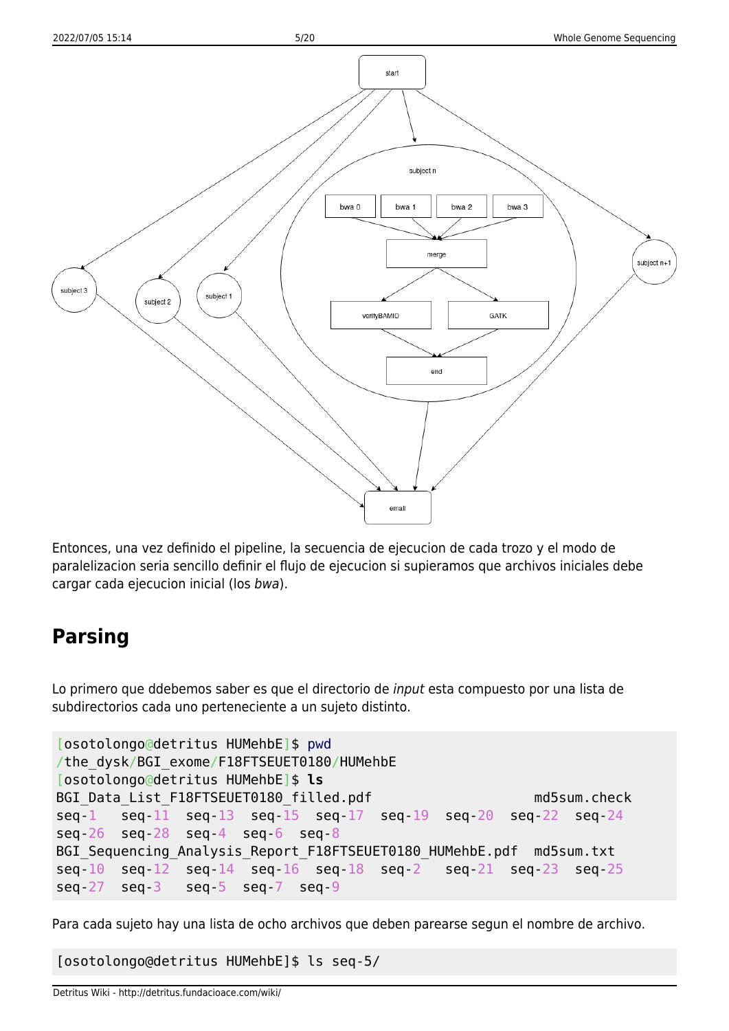Entonces, una vez definido el pipeline, la secuencia de ejecucion de cada trozo y el modo de paralelizacion seria sencillo definir el flujo de ejecucion si supieramos que archivos iniciales debe cargar cada ejecucion inicial (los *bwa*).

## Parsing

Lo primero que ddebemos saber es que el directorio de *input* esta compuesto por una lista de subdirectorios cada uno perteneciente a un sujeto distinto.

```
[osotolongo@detritus HUMehbE]$ pwd
/the_dysk/BGI_exome/F18FTSEUET0180/HUMehbE
[osotolongo@detritus HUMehbE]$ ls
BGI_Data_List_F18FTSEUET0180_filled.pdf                    md5sum.check
seq-1   seq-11  seq-13  seq-15  seq-17  seq-19  seq-20  seq-22  seq-24
seq-26  seq-28  seq-4   seq-6   seq-8
BGI_Sequencing_Analysis_Report_F18FTSEUET0180_HUMehbE.pdf  md5sum.txt
seq-10  seq-12  seq-14  seq-16  seq-18  seq-2   seq-21  seq-23  seq-25
seq-27  seq-3   seq-5   seq-7   seq-9
```

Para cada sujeto hay una lista de ocho archivos que deben parearse segun el nombre de archivo.

```
[osotolongo@detritus HUMehbE]$ ls seq-5/
```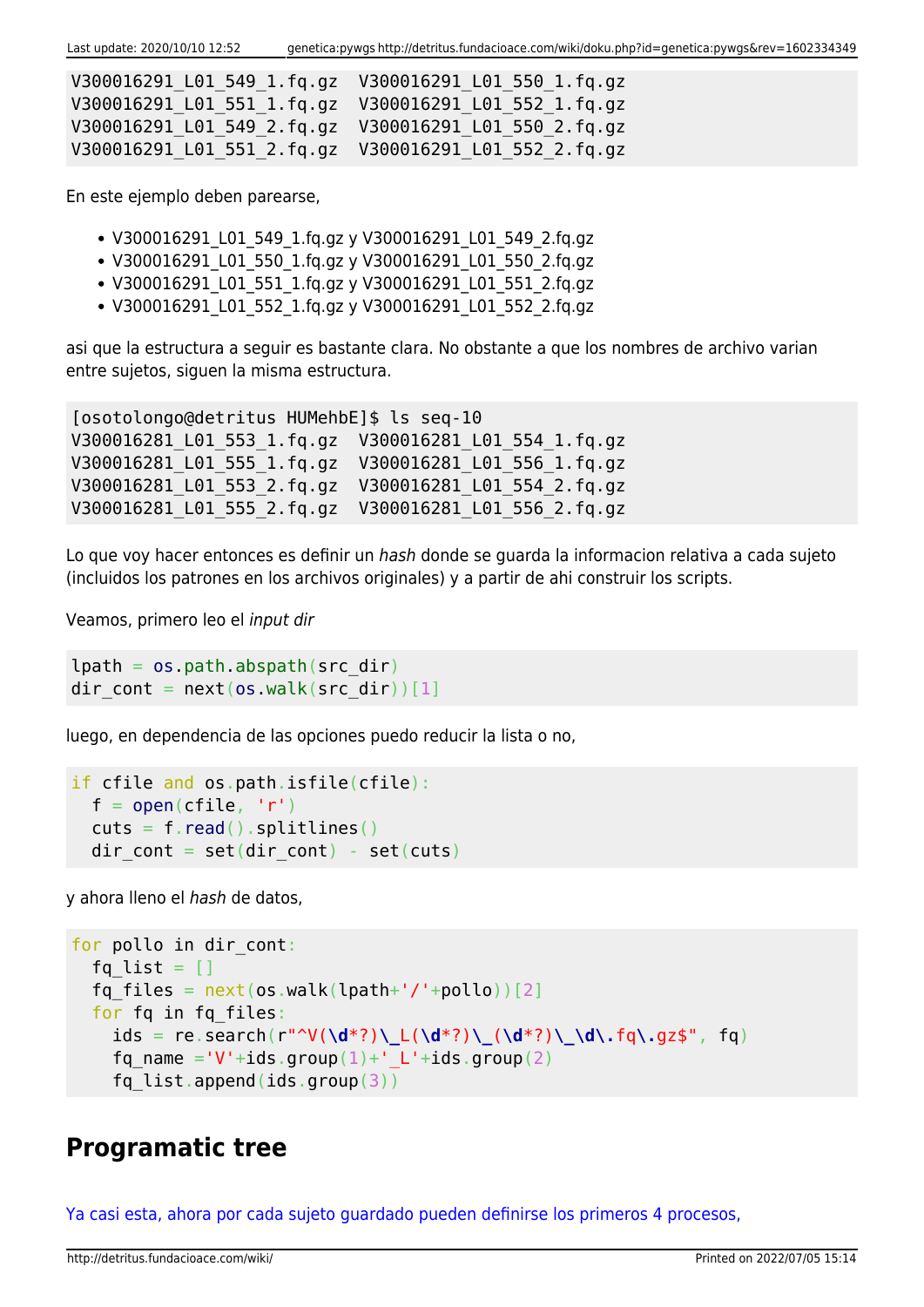```
V300016291_L01_549_1.fq.gz  V300016291_L01_550_1.fq.gz
V300016291_L01_551_1.fq.gz  V300016291_L01_552_1.fq.gz
V300016291_L01_549_2.fq.gz  V300016291_L01_550_2.fq.gz
V300016291_L01_551_2.fq.gz  V300016291_L01_552_2.fq.gz
```

En este ejemplo deben parearse,

- V300016291_L01_549_1.fq.gz y V300016291_L01_549_2.fq.gz
- V300016291_L01_550_1.fq.gz y V300016291_L01_550_2.fq.gz
- V300016291_L01_551_1.fq.gz y V300016291_L01_551_2.fq.gz
- V300016291_L01_552_1.fq.gz y V300016291_L01_552_2.fq.gz

asi que la estructura a seguir es bastante clara. No obstante a que los nombres de archivo varian entre sujetos, siguen la misma estructura.

```
[osotolongo@detritus HUMehbE]$ ls seq-10
V300016281_L01_553_1.fq.gz  V300016281_L01_554_1.fq.gz
V300016281_L01_555_1.fq.gz  V300016281_L01_556_1.fq.gz
V300016281_L01_553_2.fq.gz  V300016281_L01_554_2.fq.gz
V300016281_L01_555_2.fq.gz  V300016281_L01_556_2.fq.gz
```

Lo que voy hacer entonces es definir un *hash* donde se guarda la informacion relativa a cada sujeto (incluidos los patrones en los archivos originales) y a partir de ahi construir los scripts.

Veamos, primero leo el *input dir*

```
lpath = os.path.abspath(src_dir)
dir_cont = next(os.walk(src_dir))[1]
```

luego, en dependencia de las opciones puedo reducir la lista o no,

```
if cfile and os.path.isfile(cfile):
  f = open(cfile, 'r')
  cuts = f.read().splitlines()
  dir_cont = set(dir_cont) - set(cuts)
```

y ahora lleno el *hash* de datos,

```
for pollo in dir_cont:
  fq_list = []
  fq_files = next(os.walk(lpath+'/'+pollo))[2]
  for fq in fq_files:
    ids = re.search(r"^V(\d*?)\_L(\d*?)\_(\d*?)\_\d\.fq\.gz$", fq)
    fq_name ='V'+ids.group(1)+'_L'+ids.group(2)
    fq_list.append(ids.group(3))
```

## Programatic tree

Ya casi esta, ahora por cada sujeto guardado pueden definirse los primeros 4 procesos,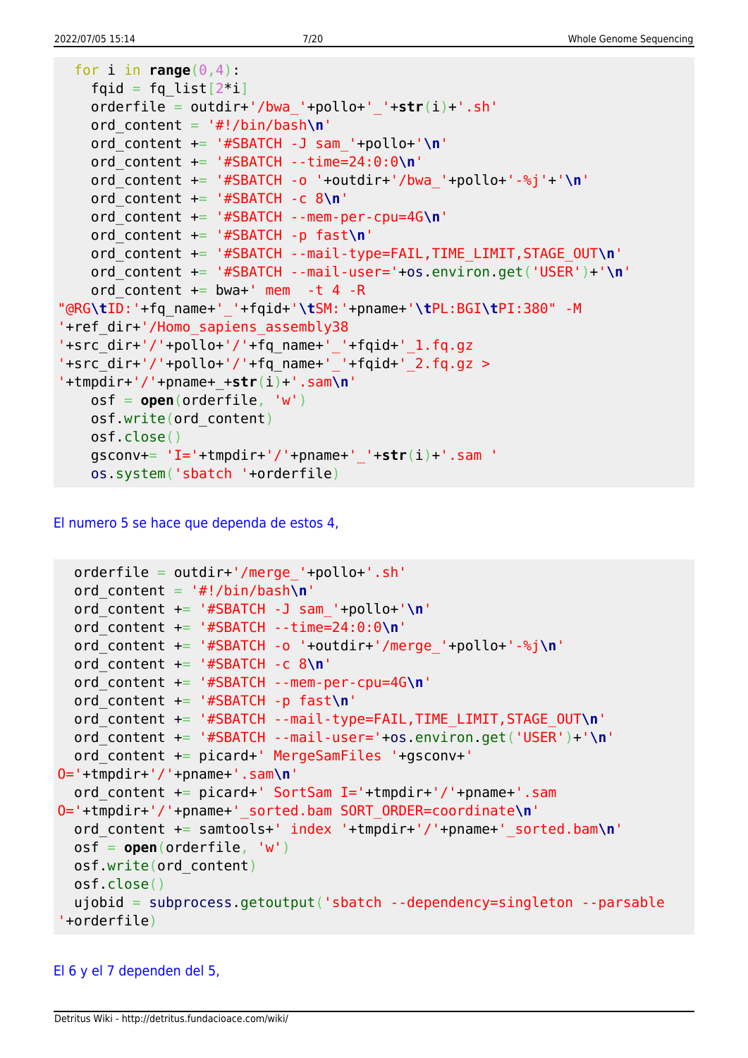```
  for i in range(0,4):
    fqid = fq_list[2*i]
    orderfile = outdir+'/bwa_'+pollo+'_'+str(i)+'.sh'
    ord_content = '#!/bin/bash\n'
    ord_content += '#SBATCH -J sam_'+pollo+'\n'
    ord_content += '#SBATCH --time=24:0:0\n'
    ord_content += '#SBATCH -o '+outdir+'/bwa_'+pollo+'-%j'+'\n'
    ord_content += '#SBATCH -c 8\n'
    ord_content += '#SBATCH --mem-per-cpu=4G\n'
    ord_content += '#SBATCH -p fast\n'
    ord_content += '#SBATCH --mail-type=FAIL,TIME_LIMIT,STAGE_OUT\n'
    ord_content += '#SBATCH --mail-user='+os.environ.get('USER')+'\n'
    ord_content += bwa+' mem  -t 4 -R
"@RG\tID:'+fq_name+'_'+fqid+'\tSM:'+pname+'\tPL:BGI\tPI:380" -M
'+ref_dir+'/Homo_sapiens_assembly38
'+src_dir+'/'+pollo+'/'+fq_name+'_'+fqid+'_1.fq.gz
'+src_dir+'/'+pollo+'/'+fq_name+'_'+fqid+'_2.fq.gz >
'+tmpdir+'/'+pname+_+str(i)+'.sam\n'
    osf = open(orderfile, 'w')
    osf.write(ord_content)
    osf.close()
    gsconv+= 'I='+tmpdir+'/'+pname+'_'+str(i)+'.sam '
    os.system('sbatch '+orderfile)
```

El numero 5 se hace que dependa de estos 4,

```
  orderfile = outdir+'/merge_'+pollo+'.sh'
  ord_content = '#!/bin/bash\n'
  ord_content += '#SBATCH -J sam_'+pollo+'\n'
  ord_content += '#SBATCH --time=24:0:0\n'
  ord_content += '#SBATCH -o '+outdir+'/merge_'+pollo+'-%j\n'
  ord_content += '#SBATCH -c 8\n'
  ord_content += '#SBATCH --mem-per-cpu=4G\n'
  ord_content += '#SBATCH -p fast\n'
  ord_content += '#SBATCH --mail-type=FAIL,TIME_LIMIT,STAGE_OUT\n'
  ord_content += '#SBATCH --mail-user='+os.environ.get('USER')+'\n'
  ord_content += picard+' MergeSamFiles '+gsconv+'
O='+tmpdir+'/'+pname+'.sam\n'
  ord_content += picard+' SortSam I='+tmpdir+'/'+pname+'.sam
O='+tmpdir+'/'+pname+'_sorted.bam SORT_ORDER=coordinate\n'
  ord_content += samtools+' index '+tmpdir+'/'+pname+'_sorted.bam\n'
  osf = open(orderfile, 'w')
  osf.write(ord_content)
  osf.close()
  ujobid = subprocess.getoutput('sbatch --dependency=singleton --parsable
'+orderfile)
```

El 6 y el 7 dependen del 5,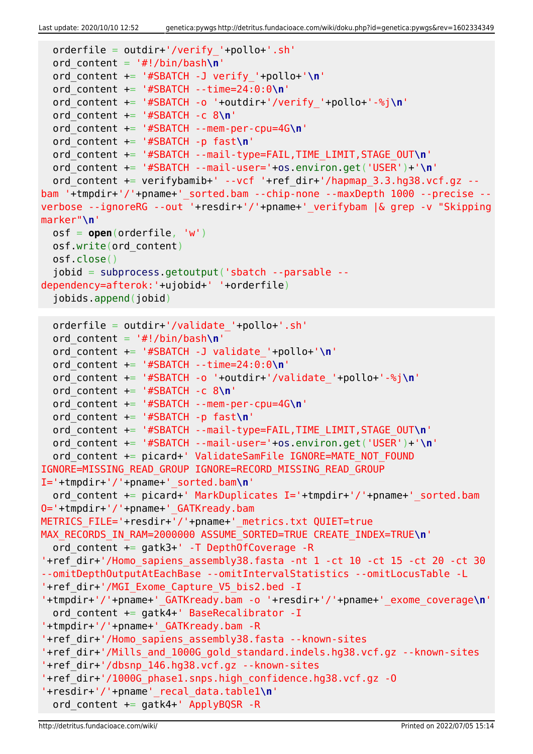```
  orderfile = outdir+'/verify_'+pollo+'.sh'
  ord_content = '#!/bin/bash\n'
  ord_content += '#SBATCH -J verify_'+pollo+'\n'
  ord_content += '#SBATCH --time=24:0:0\n'
  ord_content += '#SBATCH -o '+outdir+'/verify_'+pollo+'-%j\n'
  ord_content += '#SBATCH -c 8\n'
  ord_content += '#SBATCH --mem-per-cpu=4G\n'
  ord_content += '#SBATCH -p fast\n'
  ord_content += '#SBATCH --mail-type=FAIL,TIME_LIMIT,STAGE_OUT\n'
  ord_content += '#SBATCH --mail-user='+os.environ.get('USER')+'\n'
  ord_content += verifybamib+' --vcf '+ref_dir+'/hapmap_3.3.hg38.vcf.gz --bam '+tmpdir+'/'+pname+'_sorted.bam --chip-none --maxDepth 1000 --precise --verbose --ignoreRG --out '+resdir+'/'+pname+'_verifybam |& grep -v "Skipping marker"\n'
  osf = open(orderfile, 'w')
  osf.write(ord_content)
  osf.close()
  jobid = subprocess.getoutput('sbatch --parsable --dependency=afterok:'+ujobid+' '+orderfile)
  jobids.append(jobid)
```

```
  orderfile = outdir+'/validate_'+pollo+'.sh'
  ord_content = '#!/bin/bash\n'
  ord_content += '#SBATCH -J validate_'+pollo+'\n'
  ord_content += '#SBATCH --time=24:0:0\n'
  ord_content += '#SBATCH -o '+outdir+'/validate_'+pollo+'-%j\n'
  ord_content += '#SBATCH -c 8\n'
  ord_content += '#SBATCH --mem-per-cpu=4G\n'
  ord_content += '#SBATCH -p fast\n'
  ord_content += '#SBATCH --mail-type=FAIL,TIME_LIMIT,STAGE_OUT\n'
  ord_content += '#SBATCH --mail-user='+os.environ.get('USER')+'\n'
  ord_content += picard+' ValidateSamFile IGNORE=MATE_NOT_FOUND IGNORE=MISSING_READ_GROUP IGNORE=RECORD_MISSING_READ_GROUP I='+tmpdir+'/'+pname+'_sorted.bam\n'
  ord_content += picard+' MarkDuplicates I='+tmpdir+'/'+pname+'_sorted.bam O='+tmpdir+'/'+pname+'_GATKready.bam METRICS_FILE='+resdir+'/'+pname+'_metrics.txt QUIET=true MAX_RECORDS_IN_RAM=2000000 ASSUME_SORTED=TRUE CREATE_INDEX=TRUE\n'
  ord_content += gatk3+' -T DepthOfCoverage -R '+ref_dir+'/Homo_sapiens_assembly38.fasta -nt 1 -ct 10 -ct 15 -ct 20 -ct 30 --omitDepthOutputAtEachBase --omitIntervalStatistics --omitLocusTable -L '+ref_dir+'/MGI_Exome_Capture_V5_bis2.bed -I '+tmpdir+'/'+pname+'_GATKready.bam -o '+resdir+'/'+pname+'_exome_coverage\n'
  ord_content += gatk4+' BaseRecalibrator -I '+tmpdir+'/'+pname+'_GATKready.bam -R '+ref_dir+'/Homo_sapiens_assembly38.fasta --known-sites '+ref_dir+'/Mills_and_1000G_gold_standard.indels.hg38.vcf.gz --known-sites '+ref_dir+'/dbsnp_146.hg38.vcf.gz --known-sites '+ref_dir+'/1000G_phase1.snps.high_confidence.hg38.vcf.gz -O '+resdir+'/'+pname'_recal_data.table1\n'
  ord_content += gatk4+' ApplyBQSR -R
```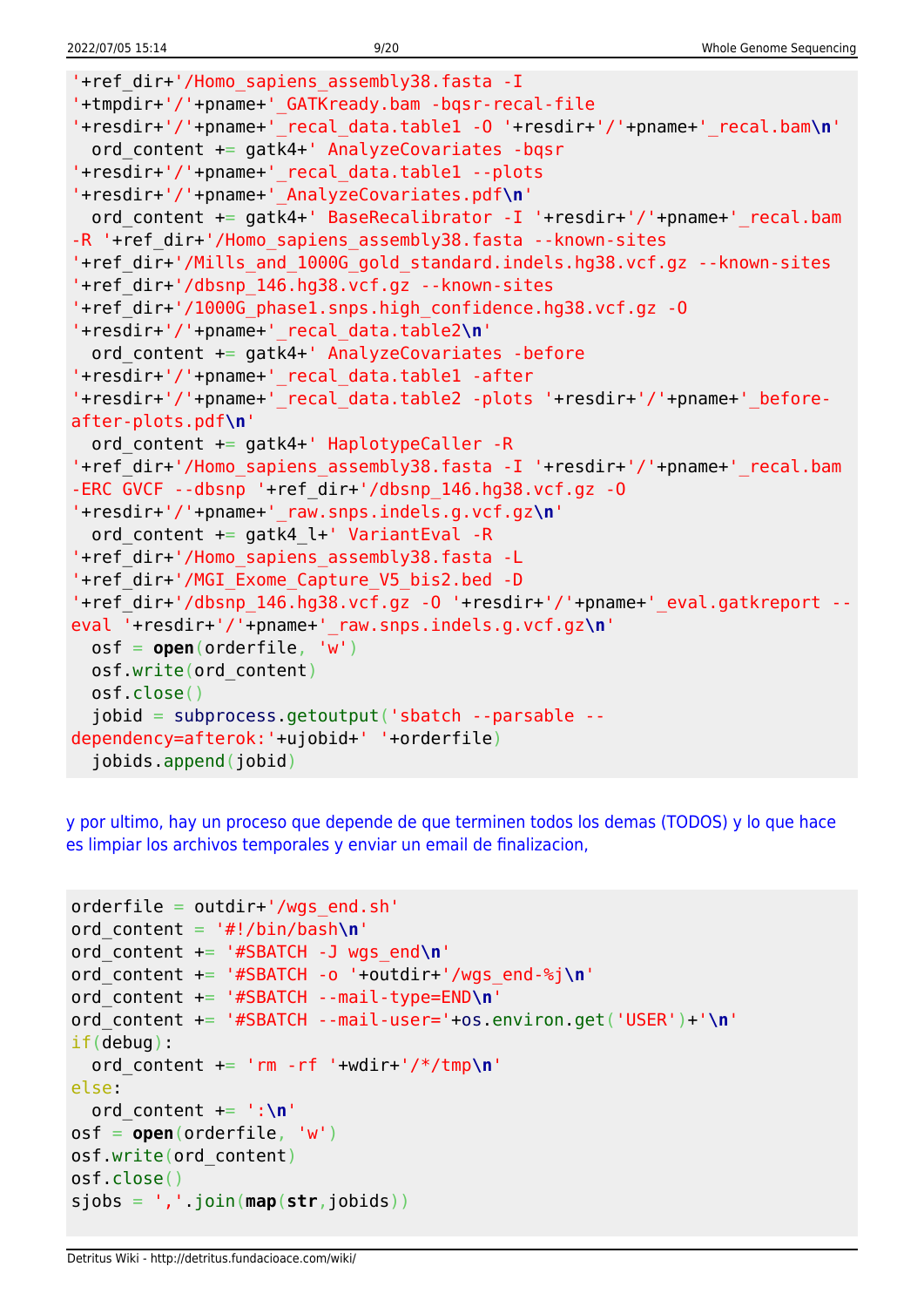```
'+ref_dir+'/Homo_sapiens_assembly38.fasta -I
'+tmpdir+'/'+pname+'_GATKready.bam -bqsr-recal-file
'+resdir+'/'+pname+'_recal_data.table1 -O '+resdir+'/'+pname+'_recal.bam\n'
  ord_content += gatk4+' AnalyzeCovariates -bqsr
'+resdir+'/'+pname+'_recal_data.table1 --plots
'+resdir+'/'+pname+'_AnalyzeCovariates.pdf\n'
  ord_content += gatk4+' BaseRecalibrator -I '+resdir+'/'+pname+'_recal.bam
-R '+ref_dir+'/Homo_sapiens_assembly38.fasta --known-sites
'+ref_dir+'/Mills_and_1000G_gold_standard.indels.hg38.vcf.gz --known-sites
'+ref_dir+'/dbsnp_146.hg38.vcf.gz --known-sites
'+ref_dir+'/1000G_phase1.snps.high_confidence.hg38.vcf.gz -O
'+resdir+'/'+pname+'_recal_data.table2\n'
  ord_content += gatk4+' AnalyzeCovariates -before
'+resdir+'/'+pname+'_recal_data.table1 -after
'+resdir+'/'+pname+'_recal_data.table2 -plots '+resdir+'/'+pname+'_before-
after-plots.pdf\n'
  ord_content += gatk4+' HaplotypeCaller -R
'+ref_dir+'/Homo_sapiens_assembly38.fasta -I '+resdir+'/'+pname+'_recal.bam
-ERC GVCF --dbsnp '+ref_dir+'/dbsnp_146.hg38.vcf.gz -O
'+resdir+'/'+pname+'_raw.snps.indels.g.vcf.gz\n'
  ord_content += gatk4_l+' VariantEval -R
'+ref_dir+'/Homo_sapiens_assembly38.fasta -L
'+ref_dir+'/MGI_Exome_Capture_V5_bis2.bed -D
'+ref_dir+'/dbsnp_146.hg38.vcf.gz -O '+resdir+'/'+pname+'_eval.gatkreport --
eval '+resdir+'/'+pname+'_raw.snps.indels.g.vcf.gz\n'
  osf = open(orderfile, 'w')
  osf.write(ord_content)
  osf.close()
  jobid = subprocess.getoutput('sbatch --parsable --
dependency=afterok:'+ujobid+' '+orderfile)
  jobids.append(jobid)
```

y por ultimo, hay un proceso que depende de que terminen todos los demas (TODOS) y lo que hace es limpiar los archivos temporales y enviar un email de finalizacion,

```
orderfile = outdir+'/wgs_end.sh'
ord_content = '#!/bin/bash\n'
ord_content += '#SBATCH -J wgs_end\n'
ord_content += '#SBATCH -o '+outdir+'/wgs_end-%j\n'
ord_content += '#SBATCH --mail-type=END\n'
ord_content += '#SBATCH --mail-user='+os.environ.get('USER')+'\n'
if(debug):
  ord_content += 'rm -rf '+wdir+'/*/tmp\n'
else:
  ord_content += ':\n'
osf = open(orderfile, 'w')
osf.write(ord_content)
osf.close()
sjobs = ','.join(map(str,jobids))
```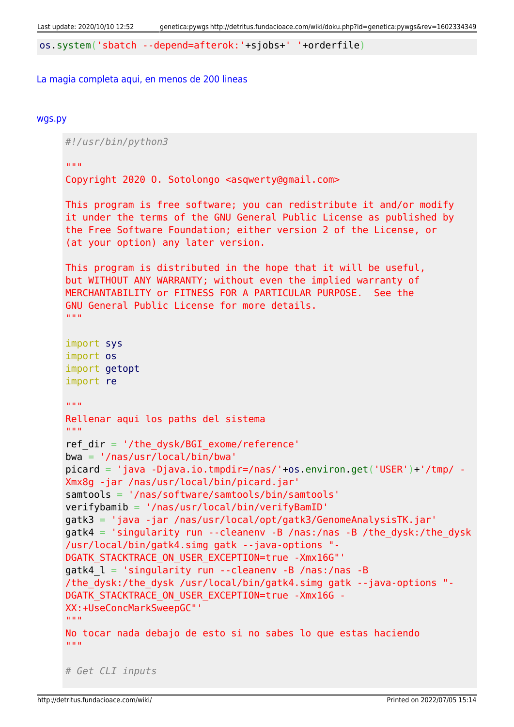```
os.system('sbatch --depend=afterok:'+sjobs+' '+orderfile)
```

La magia completa aqui, en menos de 200 lineas

wgs.py

```
#!/usr/bin/python3

"""
Copyright 2020 O. Sotolongo <asqwerty@gmail.com>

This program is free software; you can redistribute it and/or modify
it under the terms of the GNU General Public License as published by
the Free Software Foundation; either version 2 of the License, or
(at your option) any later version.

This program is distributed in the hope that it will be useful,
but WITHOUT ANY WARRANTY; without even the implied warranty of
MERCHANTABILITY or FITNESS FOR A PARTICULAR PURPOSE.  See the
GNU General Public License for more details.
"""

import sys
import os
import getopt
import re

"""
Rellenar aqui los paths del sistema
"""
ref_dir = '/the_dysk/BGI_exome/reference'
bwa = '/nas/usr/local/bin/bwa'
picard = 'java -Djava.io.tmpdir=/nas/'+os.environ.get('USER')+'/tmp/ -Xmx8g -jar /nas/usr/local/bin/picard.jar'
samtools = '/nas/software/samtools/bin/samtools'
verifybamib = '/nas/usr/local/bin/verifyBamID'
gatk3 = 'java -jar /nas/usr/local/opt/gatk3/GenomeAnalysisTK.jar'
gatk4 = 'singularity run --cleanenv -B /nas:/nas -B /the_dysk:/the_dysk /usr/local/bin/gatk4.simg gatk --java-options "-DGATK_STACKTRACE_ON_USER_EXCEPTION=true -Xmx16G"'
gatk4_l = 'singularity run --cleanenv -B /nas:/nas -B /the_dysk:/the_dysk /usr/local/bin/gatk4.simg gatk --java-options "-DGATK_STACKTRACE_ON_USER_EXCEPTION=true -Xmx16G -XX:+UseConcMarkSweepGC"'
"""
No tocar nada debajo de esto si no sabes lo que estas haciendo
"""

# Get CLI inputs
```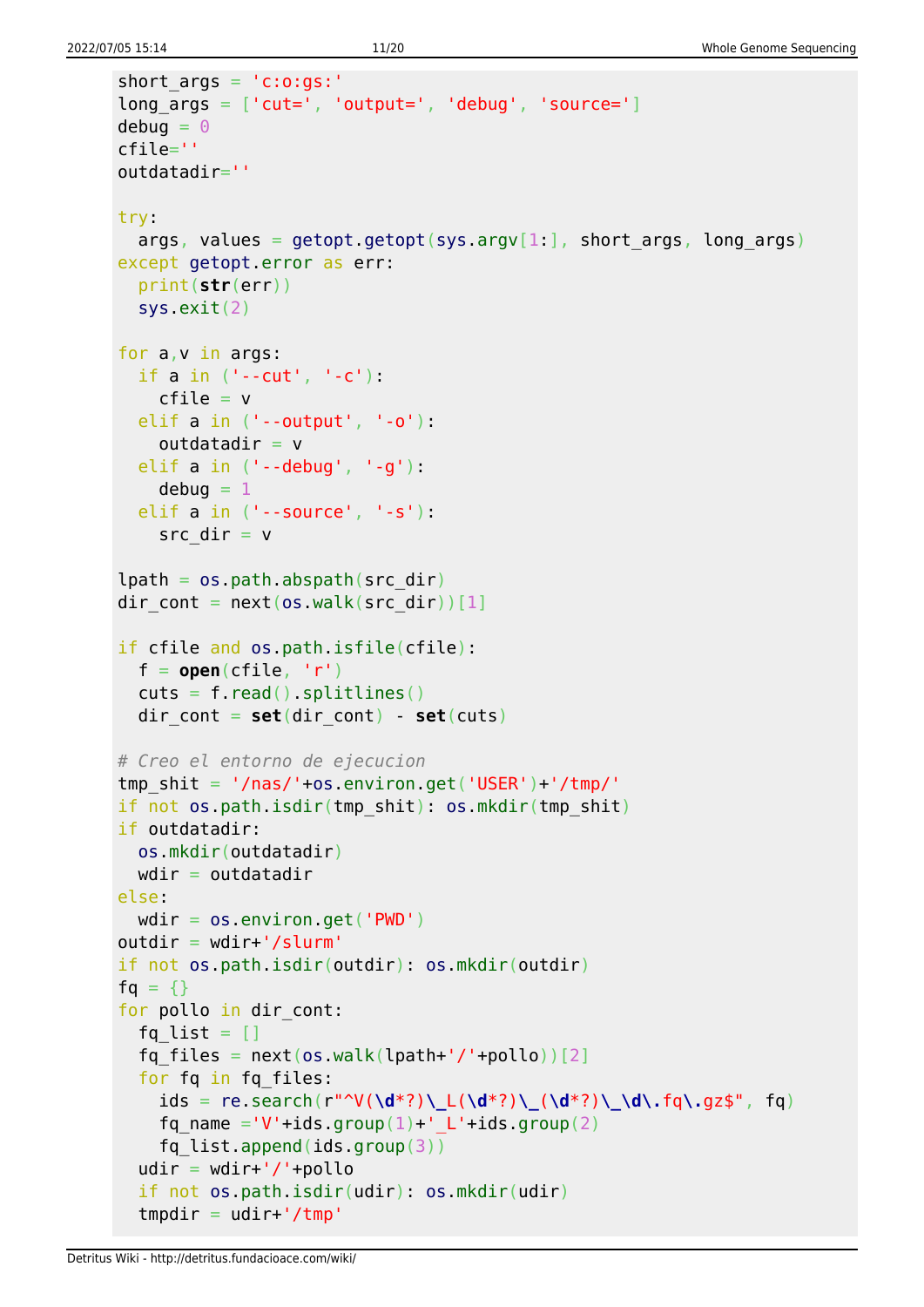```
short_args = 'c:o:gs:'
long_args = ['cut=', 'output=', 'debug', 'source=']
debug = 0
cfile=''
outdatadir=''

try:
  args, values = getopt.getopt(sys.argv[1:], short_args, long_args)
except getopt.error as err:
  print(str(err))
  sys.exit(2)

for a,v in args:
  if a in ('--cut', '-c'):
    cfile = v
  elif a in ('--output', '-o'):
    outdatadir = v
  elif a in ('--debug', '-g'):
    debug = 1
  elif a in ('--source', '-s'):
    src_dir = v

lpath = os.path.abspath(src_dir)
dir_cont = next(os.walk(src_dir))[1]

if cfile and os.path.isfile(cfile):
  f = open(cfile, 'r')
  cuts = f.read().splitlines()
  dir_cont = set(dir_cont) - set(cuts)

# Creo el entorno de ejecucion
tmp_shit = '/nas/'+os.environ.get('USER')+'/tmp/'
if not os.path.isdir(tmp_shit): os.mkdir(tmp_shit)
if outdatadir:
  os.mkdir(outdatadir)
  wdir = outdatadir
else:
  wdir = os.environ.get('PWD')
outdir = wdir+'/slurm'
if not os.path.isdir(outdir): os.mkdir(outdir)
fq = {}
for pollo in dir_cont:
  fq_list = []
  fq_files = next(os.walk(lpath+'/'+pollo))[2]
  for fq in fq_files:
    ids = re.search(r"^V(\d*?)\_L(\d*?)\_(\d*?)\_\d\.fq\.gz$", fq)
    fq_name ='V'+ids.group(1)+'_L'+ids.group(2)
    fq_list.append(ids.group(3))
  udir = wdir+'/'+pollo
  if not os.path.isdir(udir): os.mkdir(udir)
  tmpdir = udir+'/tmp'
```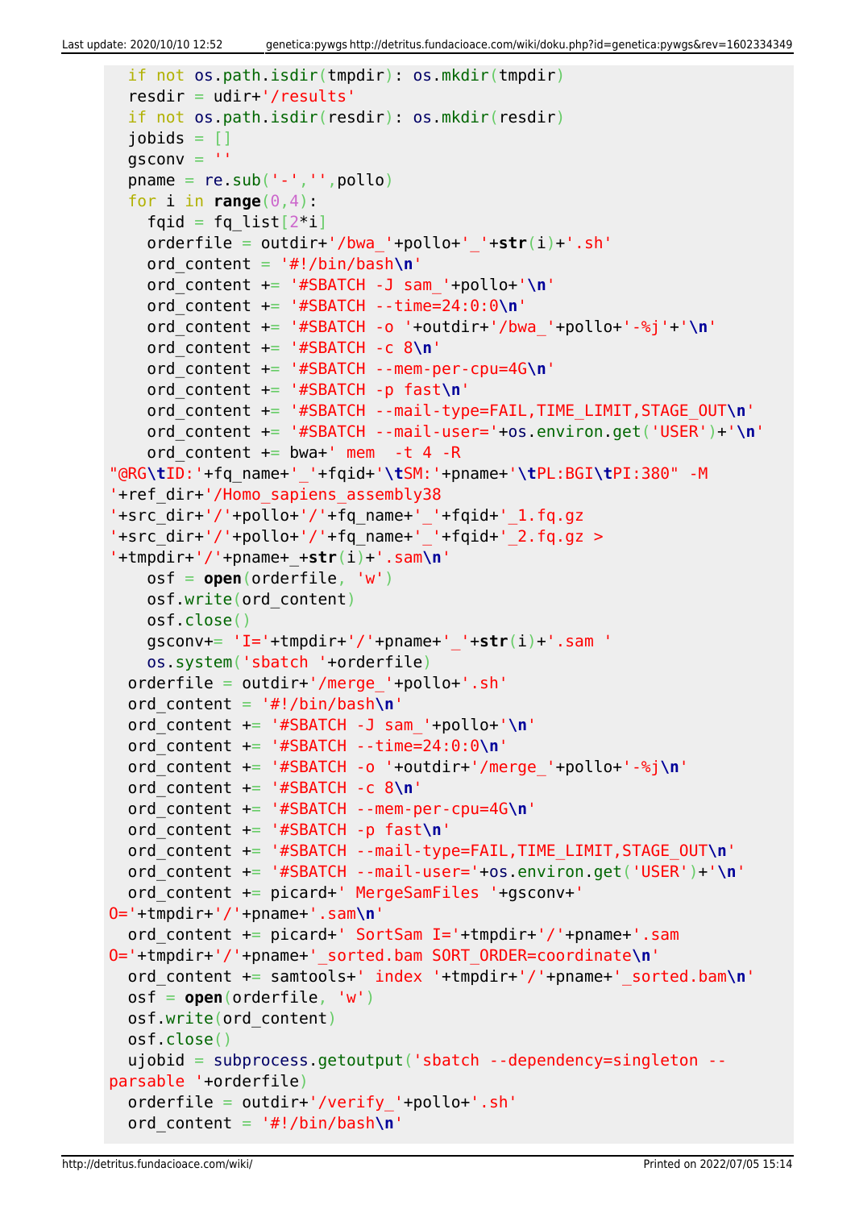```
  if not os.path.isdir(tmpdir): os.mkdir(tmpdir)
  resdir = udir+'/results'
  if not os.path.isdir(resdir): os.mkdir(resdir)
  jobids = []
  gsconv = ''
  pname = re.sub('-','',pollo)
  for i in range(0,4):
    fqid = fq_list[2*i]
    orderfile = outdir+'/bwa_'+pollo+'_'+str(i)+'.sh'
    ord_content = '#!/bin/bash\n'
    ord_content += '#SBATCH -J sam_'+pollo+'\n'
    ord_content += '#SBATCH --time=24:0:0\n'
    ord_content += '#SBATCH -o '+outdir+'/bwa_'+pollo+'-%j'+'\n'
    ord_content += '#SBATCH -c 8\n'
    ord_content += '#SBATCH --mem-per-cpu=4G\n'
    ord_content += '#SBATCH -p fast\n'
    ord_content += '#SBATCH --mail-type=FAIL,TIME_LIMIT,STAGE_OUT\n'
    ord_content += '#SBATCH --mail-user='+os.environ.get('USER')+'\n'
    ord_content += bwa+' mem  -t 4 -R
"@RG\tID:'+fq_name+'_'+fqid+'\tSM:'+pname+'\tPL:BGI\tPI:380" -M
'+ref_dir+'/Homo_sapiens_assembly38
'+src_dir+'/'+pollo+'/'+fq_name+'_'+fqid+'_1.fq.gz
'+src_dir+'/'+pollo+'/'+fq_name+'_'+fqid+'_2.fq.gz >
'+tmpdir+'/'+pname+_+str(i)+'.sam\n'
    osf = open(orderfile, 'w')
    osf.write(ord_content)
    osf.close()
    gsconv+= 'I='+tmpdir+'/'+pname+'_'+str(i)+'.sam '
    os.system('sbatch '+orderfile)
  orderfile = outdir+'/merge_'+pollo+'.sh'
  ord_content = '#!/bin/bash\n'
  ord_content += '#SBATCH -J sam_'+pollo+'\n'
  ord_content += '#SBATCH --time=24:0:0\n'
  ord_content += '#SBATCH -o '+outdir+'/merge_'+pollo+'-%j\n'
  ord_content += '#SBATCH -c 8\n'
  ord_content += '#SBATCH --mem-per-cpu=4G\n'
  ord_content += '#SBATCH -p fast\n'
  ord_content += '#SBATCH --mail-type=FAIL,TIME_LIMIT,STAGE_OUT\n'
  ord_content += '#SBATCH --mail-user='+os.environ.get('USER')+'\n'
  ord_content += picard+' MergeSamFiles '+gsconv+'
O='+tmpdir+'/'+pname+'.sam\n'
  ord_content += picard+' SortSam I='+tmpdir+'/'+pname+'.sam
O='+tmpdir+'/'+pname+'_sorted.bam SORT_ORDER=coordinate\n'
  ord_content += samtools+' index '+tmpdir+'/'+pname+'_sorted.bam\n'
  osf = open(orderfile, 'w')
  osf.write(ord_content)
  osf.close()
  ujobid = subprocess.getoutput('sbatch --dependency=singleton --
parsable '+orderfile)
  orderfile = outdir+'/verify_'+pollo+'.sh'
  ord_content = '#!/bin/bash\n'
```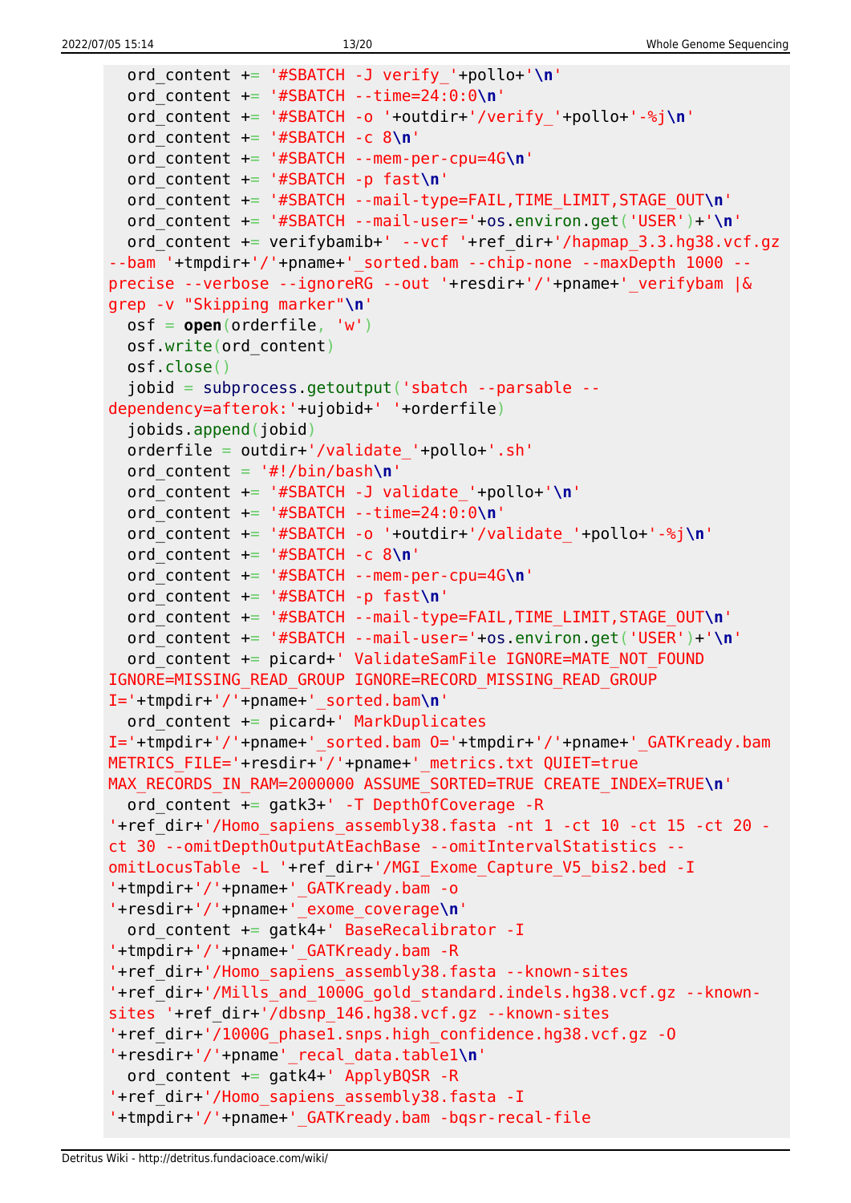```
  ord_content += '#SBATCH -J verify_'+pollo+'\n'
  ord_content += '#SBATCH --time=24:0:0\n'
  ord_content += '#SBATCH -o '+outdir+'/verify_'+pollo+'-%j\n'
  ord_content += '#SBATCH -c 8\n'
  ord_content += '#SBATCH --mem-per-cpu=4G\n'
  ord_content += '#SBATCH -p fast\n'
  ord_content += '#SBATCH --mail-type=FAIL,TIME_LIMIT,STAGE_OUT\n'
  ord_content += '#SBATCH --mail-user='+os.environ.get('USER')+'\n'
  ord_content += verifybamib+' --vcf '+ref_dir+'/hapmap_3.3.hg38.vcf.gz
--bam '+tmpdir+'/'+pname+'_sorted.bam --chip-none --maxDepth 1000 --
precise --verbose --ignoreRG --out '+resdir+'/'+pname+'_verifybam |&
grep -v "Skipping marker"\n'
  osf = open(orderfile, 'w')
  osf.write(ord_content)
  osf.close()
  jobid = subprocess.getoutput('sbatch --parsable --
dependency=afterok:'+ujobid+' '+orderfile)
  jobids.append(jobid)
  orderfile = outdir+'/validate_'+pollo+'.sh'
  ord_content = '#!/bin/bash\n'
  ord_content += '#SBATCH -J validate_'+pollo+'\n'
  ord_content += '#SBATCH --time=24:0:0\n'
  ord_content += '#SBATCH -o '+outdir+'/validate_'+pollo+'-%j\n'
  ord_content += '#SBATCH -c 8\n'
  ord_content += '#SBATCH --mem-per-cpu=4G\n'
  ord_content += '#SBATCH -p fast\n'
  ord_content += '#SBATCH --mail-type=FAIL,TIME_LIMIT,STAGE_OUT\n'
  ord_content += '#SBATCH --mail-user='+os.environ.get('USER')+'\n'
  ord_content += picard+' ValidateSamFile IGNORE=MATE_NOT_FOUND
IGNORE=MISSING_READ_GROUP IGNORE=RECORD_MISSING_READ_GROUP
I='+tmpdir+'/'+pname+'_sorted.bam\n'
  ord_content += picard+' MarkDuplicates
I='+tmpdir+'/'+pname+'_sorted.bam O='+tmpdir+'/'+pname+'_GATKready.bam
METRICS_FILE='+resdir+'/'+pname+'_metrics.txt QUIET=true
MAX_RECORDS_IN_RAM=2000000 ASSUME_SORTED=TRUE CREATE_INDEX=TRUE\n'
  ord_content += gatk3+' -T DepthOfCoverage -R
'+ref_dir+'/Homo_sapiens_assembly38.fasta -nt 1 -ct 10 -ct 15 -ct 20 -
ct 30 --omitDepthOutputAtEachBase --omitIntervalStatistics --
omitLocusTable -L '+ref_dir+'/MGI_Exome_Capture_V5_bis2.bed -I
'+tmpdir+'/'+pname+'_GATKready.bam -o
'+resdir+'/'+pname+'_exome_coverage\n'
  ord_content += gatk4+' BaseRecalibrator -I
'+tmpdir+'/'+pname+'_GATKready.bam -R
'+ref_dir+'/Homo_sapiens_assembly38.fasta --known-sites
'+ref_dir+'/Mills_and_1000G_gold_standard.indels.hg38.vcf.gz --known-
sites '+ref_dir+'/dbsnp_146.hg38.vcf.gz --known-sites
'+ref_dir+'/1000G_phase1.snps.high_confidence.hg38.vcf.gz -O
'+resdir+'/'+pname'_recal_data.table1\n'
  ord_content += gatk4+' ApplyBQSR -R
'+ref_dir+'/Homo_sapiens_assembly38.fasta -I
'+tmpdir+'/'+pname+'_GATKready.bam -bqsr-recal-file
```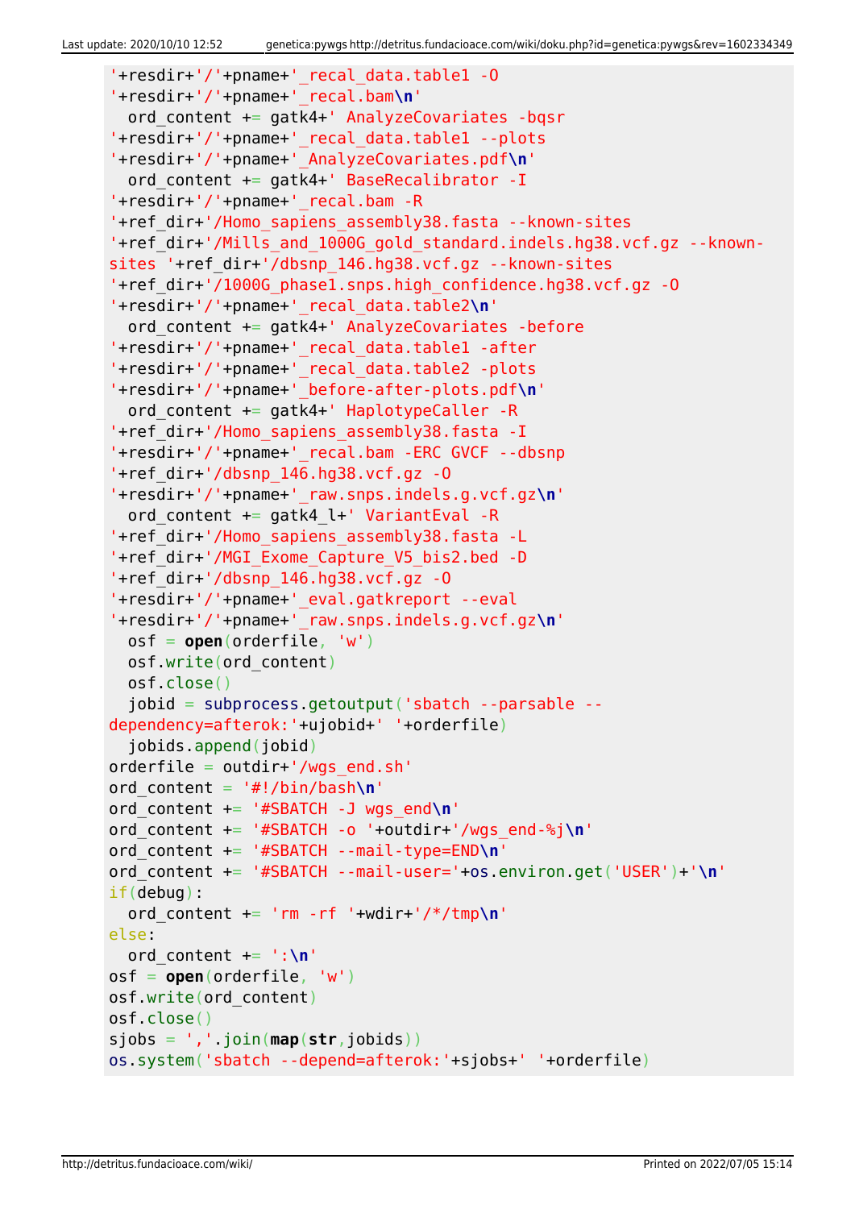```
'+resdir+'/'+pname+'_recal_data.table1 -O
'+resdir+'/'+pname+'_recal.bam\n'
  ord_content += gatk4+' AnalyzeCovariates -bqsr
'+resdir+'/'+pname+'_recal_data.table1 --plots
'+resdir+'/'+pname+'_AnalyzeCovariates.pdf\n'
  ord_content += gatk4+' BaseRecalibrator -I
'+resdir+'/'+pname+'_recal.bam -R
'+ref_dir+'/Homo_sapiens_assembly38.fasta --known-sites
'+ref_dir+'/Mills_and_1000G_gold_standard.indels.hg38.vcf.gz --known-
sites '+ref_dir+'/dbsnp_146.hg38.vcf.gz --known-sites
'+ref_dir+'/1000G_phase1.snps.high_confidence.hg38.vcf.gz -O
'+resdir+'/'+pname+'_recal_data.table2\n'
  ord_content += gatk4+' AnalyzeCovariates -before
'+resdir+'/'+pname+'_recal_data.table1 -after
'+resdir+'/'+pname+'_recal_data.table2 -plots
'+resdir+'/'+pname+'_before-after-plots.pdf\n'
  ord_content += gatk4+' HaplotypeCaller -R
'+ref_dir+'/Homo_sapiens_assembly38.fasta -I
'+resdir+'/'+pname+'_recal.bam -ERC GVCF --dbsnp
'+ref_dir+'/dbsnp_146.hg38.vcf.gz -O
'+resdir+'/'+pname+'_raw.snps.indels.g.vcf.gz\n'
  ord_content += gatk4_l+' VariantEval -R
'+ref_dir+'/Homo_sapiens_assembly38.fasta -L
'+ref_dir+'/MGI_Exome_Capture_V5_bis2.bed -D
'+ref_dir+'/dbsnp_146.hg38.vcf.gz -O
'+resdir+'/'+pname+'_eval.gatkreport --eval
'+resdir+'/'+pname+'_raw.snps.indels.g.vcf.gz\n'
  osf = open(orderfile, 'w')
  osf.write(ord_content)
  osf.close()
  jobid = subprocess.getoutput('sbatch --parsable --
dependency=afterok:'+ujobid+' '+orderfile)
  jobids.append(jobid)
orderfile = outdir+'/wgs_end.sh'
ord_content = '#!/bin/bash\n'
ord_content += '#SBATCH -J wgs_end\n'
ord_content += '#SBATCH -o '+outdir+'/wgs_end-%j\n'
ord_content += '#SBATCH --mail-type=END\n'
ord_content += '#SBATCH --mail-user='+os.environ.get('USER')+'\n'
if(debug):
  ord_content += 'rm -rf '+wdir+'/*/tmp\n'
else:
  ord_content += ':\n'
osf = open(orderfile, 'w')
osf.write(ord_content)
osf.close()
sjobs = ','.join(map(str,jobids))
os.system('sbatch --depend=afterok:'+sjobs+' '+orderfile)
```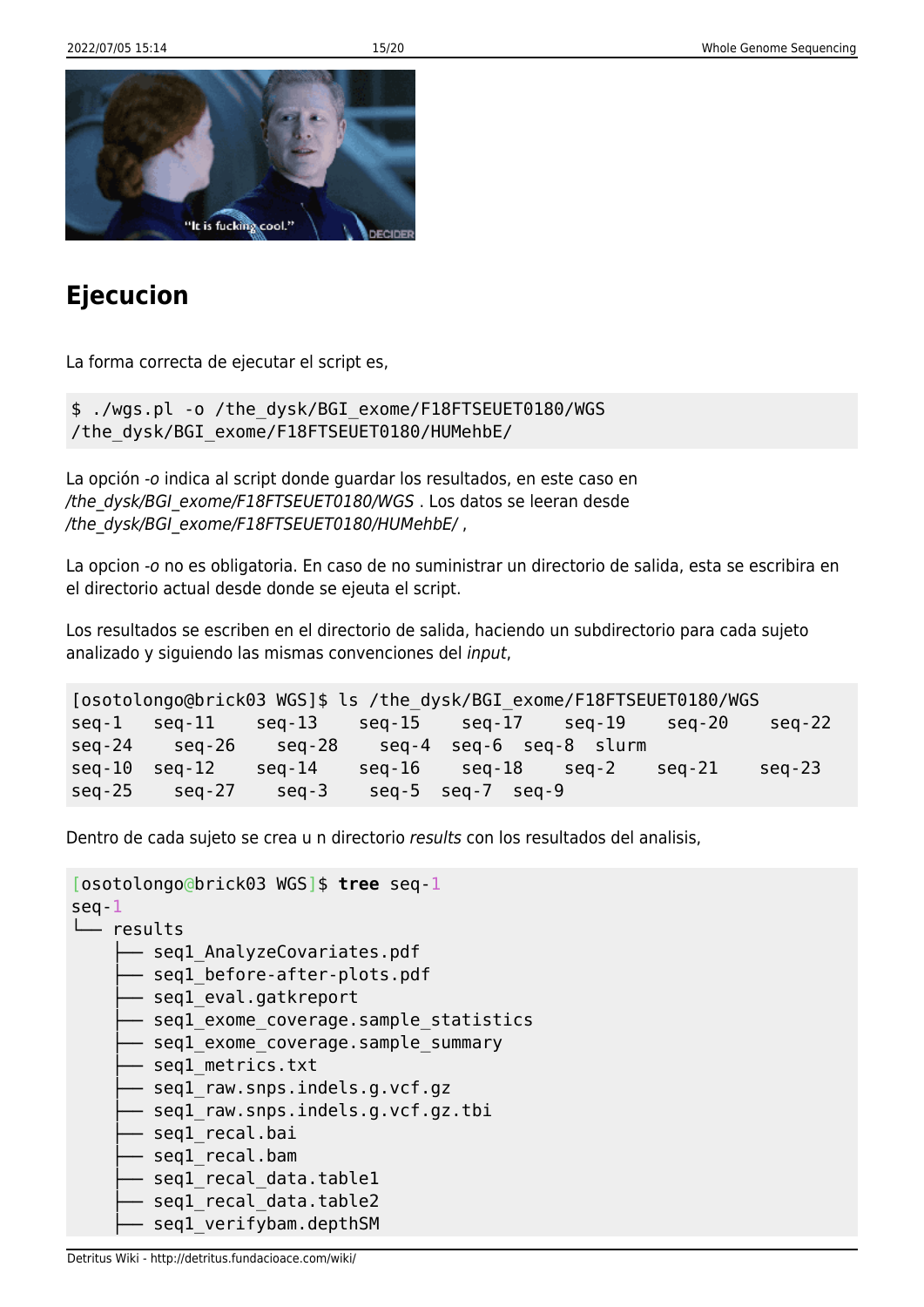## Ejecucion

La forma correcta de ejecutar el script es,

```
$ ./wgs.pl -o /the_dysk/BGI_exome/F18FTSEUET0180/WGS
/the_dysk/BGI_exome/F18FTSEUET0180/HUMehbE/
```

La opción *-o* indica al script donde guardar los resultados, en este caso en */the_dysk/BGI_exome/F18FTSEUET0180/WGS* . Los datos se leeran desde */the_dysk/BGI_exome/F18FTSEUET0180/HUMehbE/* ,

La opcion *-o* no es obligatoria. En caso de no suministrar un directorio de salida, esta se escribira en el directorio actual desde donde se ejeuta el script.

Los resultados se escriben en el directorio de salida, haciendo un subdirectorio para cada sujeto analizado y siguiendo las mismas convenciones del *input*,

```
[osotolongo@brick03 WGS]$ ls /the_dysk/BGI_exome/F18FTSEUET0180/WGS
seq-1   seq-11    seq-13    seq-15    seq-17    seq-19    seq-20    seq-22
seq-24    seq-26    seq-28    seq-4  seq-6  seq-8  slurm
seq-10  seq-12    seq-14    seq-16    seq-18    seq-2    seq-21    seq-23
seq-25    seq-27    seq-3    seq-5  seq-7  seq-9
```

Dentro de cada sujeto se crea u n directorio *results* con los resultados del analisis,

```
[osotolongo@brick03 WGS]$ tree seq-1
seq-1
└── results
    ├── seq1_AnalyzeCovariates.pdf
    ├── seq1_before-after-plots.pdf
    ├── seq1_eval.gatkreport
    ├── seq1_exome_coverage.sample_statistics
    ├── seq1_exome_coverage.sample_summary
    ├── seq1_metrics.txt
    ├── seq1_raw.snps.indels.g.vcf.gz
    ├── seq1_raw.snps.indels.g.vcf.gz.tbi
    ├── seq1_recal.bai
    ├── seq1_recal.bam
    ├── seq1_recal_data.table1
    ├── seq1_recal_data.table2
    ├── seq1_verifybam.depthSM
```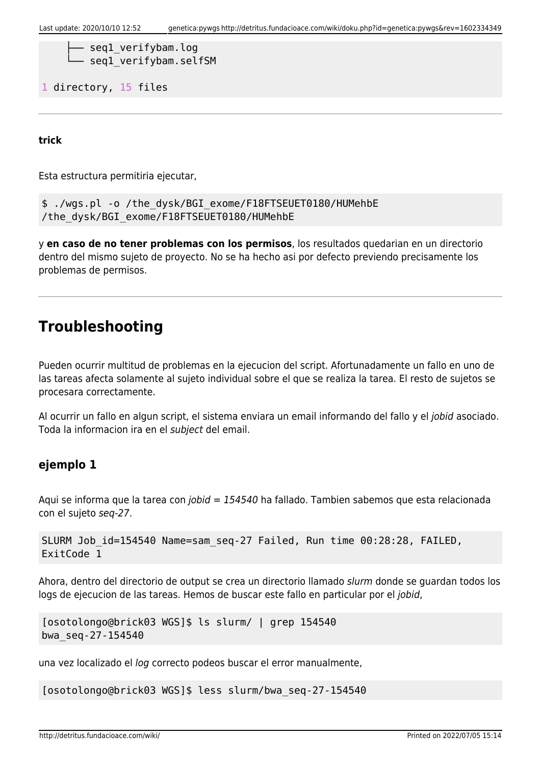```
    ├── seq1_verifybam.log
    └── seq1_verifybam.selfSM

1 directory, 15 files
```

---

**trick**

Esta estructura permitiria ejecutar,

```
$ ./wgs.pl -o /the_dysk/BGI_exome/F18FTSEUET0180/HUMehbE
/the_dysk/BGI_exome/F18FTSEUET0180/HUMehbE
```

y **en caso de no tener problemas con los permisos**, los resultados quedarian en un directorio dentro del mismo sujeto de proyecto. No se ha hecho asi por defecto previendo precisamente los problemas de permisos.

---

## Troubleshooting

Pueden ocurrir multitud de problemas en la ejecucion del script. Afortunadamente un fallo en uno de las tareas afecta solamente al sujeto individual sobre el que se realiza la tarea. El resto de sujetos se procesara correctamente.

Al ocurrir un fallo en algun script, el sistema enviara un email informando del fallo y el *jobid* asociado. Toda la informacion ira en el *subject* del email.

### ejemplo 1

Aqui se informa que la tarea con *jobid = 154540* ha fallado. Tambien sabemos que esta relacionada con el sujeto *seq-27*.

```
SLURM Job_id=154540 Name=sam_seq-27 Failed, Run time 00:28:28, FAILED,
ExitCode 1
```

Ahora, dentro del directorio de output se crea un directorio llamado *slurm* donde se guardan todos los logs de ejecucion de las tareas. Hemos de buscar este fallo en particular por el *jobid*,

```
[osotolongo@brick03 WGS]$ ls slurm/ | grep 154540
bwa_seq-27-154540
```

una vez localizado el *log* correcto podeos buscar el error manualmente,

```
[osotolongo@brick03 WGS]$ less slurm/bwa_seq-27-154540
```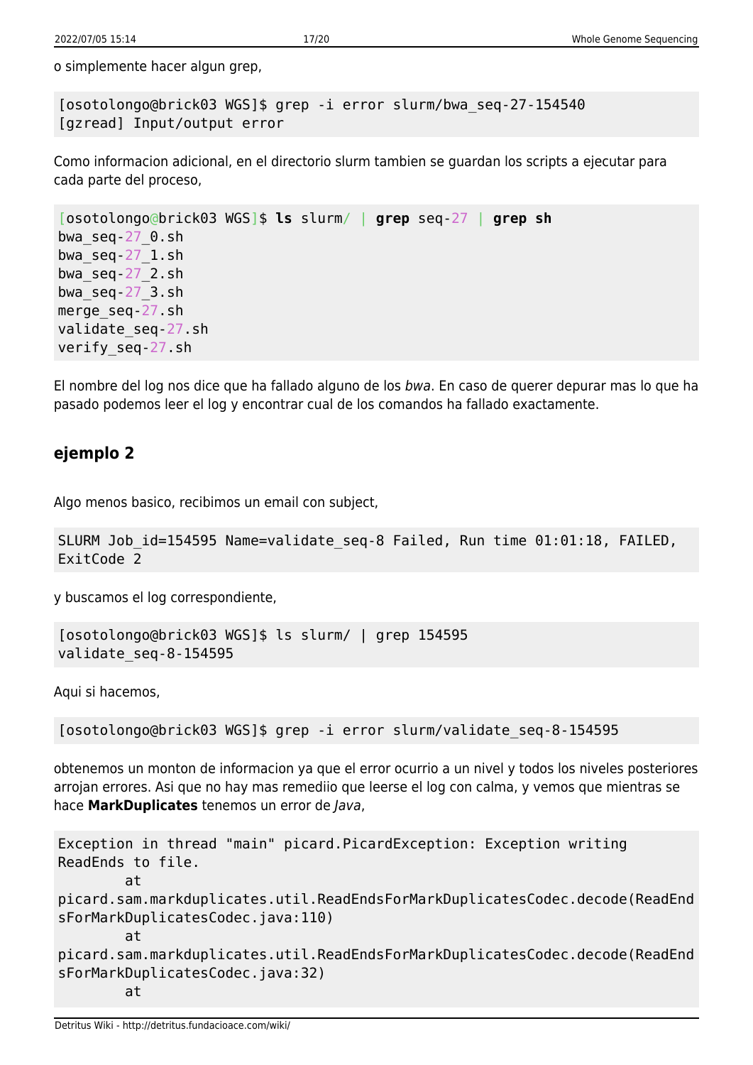o simplemente hacer algun grep,

```
[osotolongo@brick03 WGS]$ grep -i error slurm/bwa_seq-27-154540
[gzread] Input/output error
```

Como informacion adicional, en el directorio slurm tambien se guardan los scripts a ejecutar para cada parte del proceso,

```
[osotolongo@brick03 WGS]$ ls slurm/ | grep seq-27 | grep sh
bwa_seq-27_0.sh
bwa_seq-27_1.sh
bwa_seq-27_2.sh
bwa_seq-27_3.sh
merge_seq-27.sh
validate_seq-27.sh
verify_seq-27.sh
```

El nombre del log nos dice que ha fallado alguno de los *bwa*. En caso de querer depurar mas lo que ha pasado podemos leer el log y encontrar cual de los comandos ha fallado exactamente.

### ejemplo 2

Algo menos basico, recibimos un email con subject,

```
SLURM Job_id=154595 Name=validate_seq-8 Failed, Run time 01:01:18, FAILED,
ExitCode 2
```

y buscamos el log correspondiente,

```
[osotolongo@brick03 WGS]$ ls slurm/ | grep 154595
validate_seq-8-154595
```

Aqui si hacemos,

```
[osotolongo@brick03 WGS]$ grep -i error slurm/validate_seq-8-154595
```

obtenemos un monton de informacion ya que el error ocurrio a un nivel y todos los niveles posteriores arrojan errores. Asi que no hay mas remediio que leerse el log con calma, y vemos que mientras se hace **MarkDuplicates** tenemos un error de *Java*,

```
Exception in thread "main" picard.PicardException: Exception writing
ReadEnds to file.
        at
picard.sam.markduplicates.util.ReadEndsForMarkDuplicatesCodec.decode(ReadEnd
sForMarkDuplicatesCodec.java:110)
        at
picard.sam.markduplicates.util.ReadEndsForMarkDuplicatesCodec.decode(ReadEnd
sForMarkDuplicatesCodec.java:32)
        at
```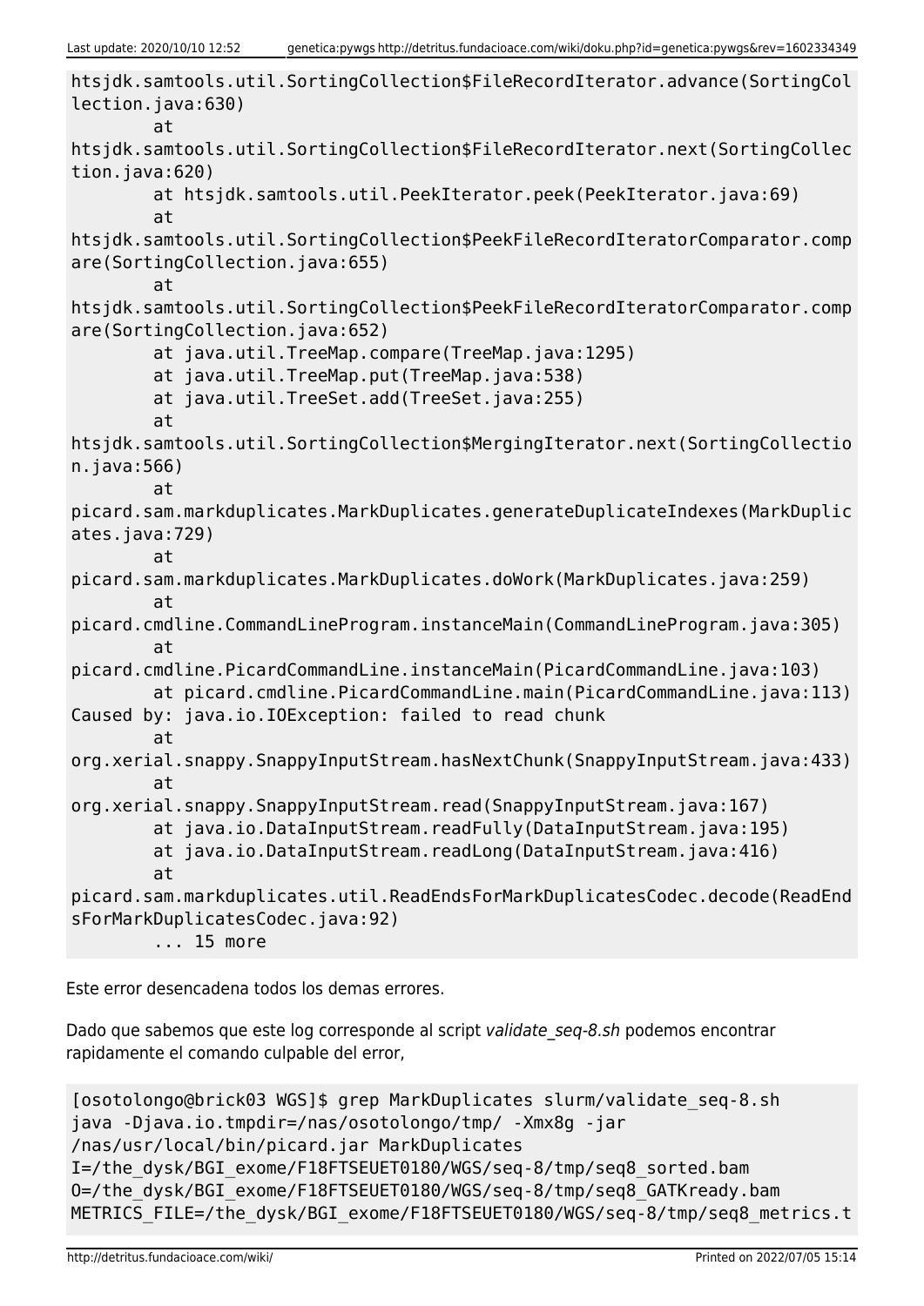```
htsjdk.samtools.util.SortingCollection$FileRecordIterator.advance(SortingCol
lection.java:630)
        at
htsjdk.samtools.util.SortingCollection$FileRecordIterator.next(SortingCollec
tion.java:620)
        at htsjdk.samtools.util.PeekIterator.peek(PeekIterator.java:69)
        at
htsjdk.samtools.util.SortingCollection$PeekFileRecordIteratorComparator.comp
are(SortingCollection.java:655)
        at
htsjdk.samtools.util.SortingCollection$PeekFileRecordIteratorComparator.comp
are(SortingCollection.java:652)
        at java.util.TreeMap.compare(TreeMap.java:1295)
        at java.util.TreeMap.put(TreeMap.java:538)
        at java.util.TreeSet.add(TreeSet.java:255)
        at
htsjdk.samtools.util.SortingCollection$MergingIterator.next(SortingCollectio
n.java:566)
        at
picard.sam.markduplicates.MarkDuplicates.generateDuplicateIndexes(MarkDuplic
ates.java:729)
        at
picard.sam.markduplicates.MarkDuplicates.doWork(MarkDuplicates.java:259)
        at
picard.cmdline.CommandLineProgram.instanceMain(CommandLineProgram.java:305)
        at
picard.cmdline.PicardCommandLine.instanceMain(PicardCommandLine.java:103)
        at picard.cmdline.PicardCommandLine.main(PicardCommandLine.java:113)
Caused by: java.io.IOException: failed to read chunk
        at
org.xerial.snappy.SnappyInputStream.hasNextChunk(SnappyInputStream.java:433)
        at
org.xerial.snappy.SnappyInputStream.read(SnappyInputStream.java:167)
        at java.io.DataInputStream.readFully(DataInputStream.java:195)
        at java.io.DataInputStream.readLong(DataInputStream.java:416)
        at
picard.sam.markduplicates.util.ReadEndsForMarkDuplicatesCodec.decode(ReadEnd
sForMarkDuplicatesCodec.java:92)
        ... 15 more
```

Este error desencadena todos los demas errores.

Dado que sabemos que este log corresponde al script *validate_seq-8.sh* podemos encontrar rapidamente el comando culpable del error,

```
[osotolongo@brick03 WGS]$ grep MarkDuplicates slurm/validate_seq-8.sh
java -Djava.io.tmpdir=/nas/osotolongo/tmp/ -Xmx8g -jar
/nas/usr/local/bin/picard.jar MarkDuplicates
I=/the_dysk/BGI_exome/F18FTSEUET0180/WGS/seq-8/tmp/seq8_sorted.bam
O=/the_dysk/BGI_exome/F18FTSEUET0180/WGS/seq-8/tmp/seq8_GATKready.bam
METRICS_FILE=/the_dysk/BGI_exome/F18FTSEUET0180/WGS/seq-8/tmp/seq8_metrics.t
```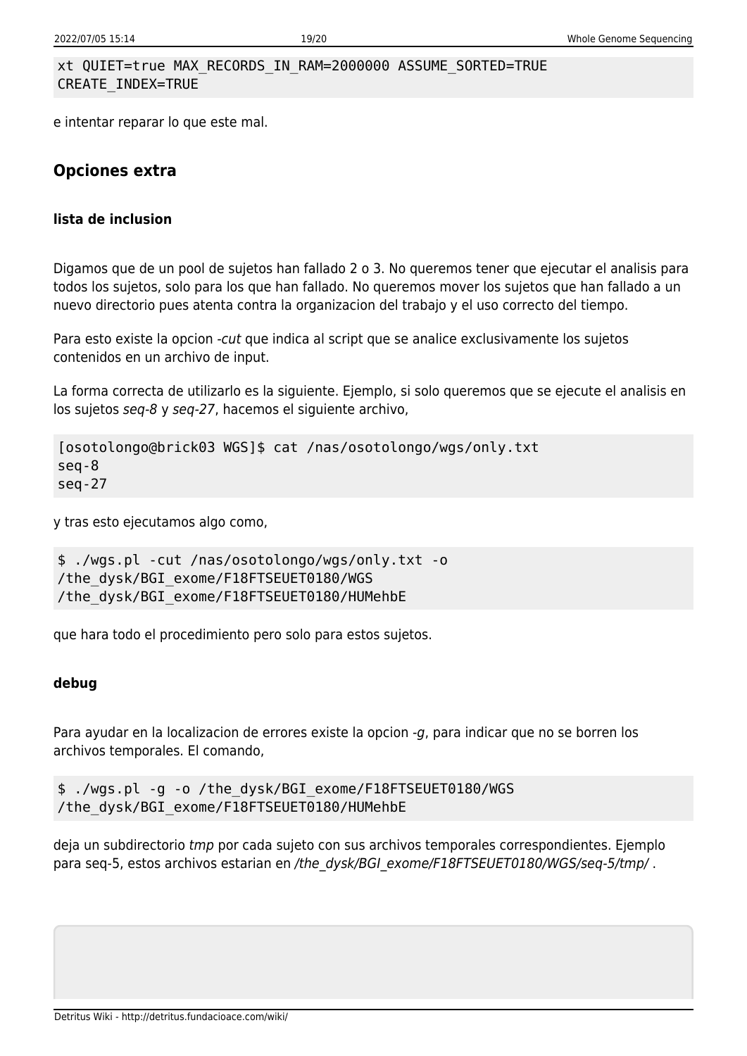```
xt QUIET=true MAX_RECORDS_IN_RAM=2000000 ASSUME_SORTED=TRUE
CREATE_INDEX=TRUE
```

e intentar reparar lo que este mal.

## Opciones extra

### lista de inclusion

Digamos que de un pool de sujetos han fallado 2 o 3. No queremos tener que ejecutar el analisis para todos los sujetos, solo para los que han fallado. No queremos mover los sujetos que han fallado a un nuevo directorio pues atenta contra la organizacion del trabajo y el uso correcto del tiempo.

Para esto existe la opcion *-cut* que indica al script que se analice exclusivamente los sujetos contenidos en un archivo de input.

La forma correcta de utilizarlo es la siguiente. Ejemplo, si solo queremos que se ejecute el analisis en los sujetos *seq-8* y *seq-27*, hacemos el siguiente archivo,

```
[osotolongo@brick03 WGS]$ cat /nas/osotolongo/wgs/only.txt
seq-8
seq-27
```

y tras esto ejecutamos algo como,

```
$ ./wgs.pl -cut /nas/osotolongo/wgs/only.txt -o
/the_dysk/BGI_exome/F18FTSEUET0180/WGS
/the_dysk/BGI_exome/F18FTSEUET0180/HUMehbE
```

que hara todo el procedimiento pero solo para estos sujetos.

### debug

Para ayudar en la localizacion de errores existe la opcion *-g*, para indicar que no se borren los archivos temporales. El comando,

```
$ ./wgs.pl -g -o /the_dysk/BGI_exome/F18FTSEUET0180/WGS
/the_dysk/BGI_exome/F18FTSEUET0180/HUMehbE
```

deja un subdirectorio *tmp* por cada sujeto con sus archivos temporales correspondientes. Ejemplo para seq-5, estos archivos estarian en */the_dysk/BGI_exome/F18FTSEUET0180/WGS/seq-5/tmp/* .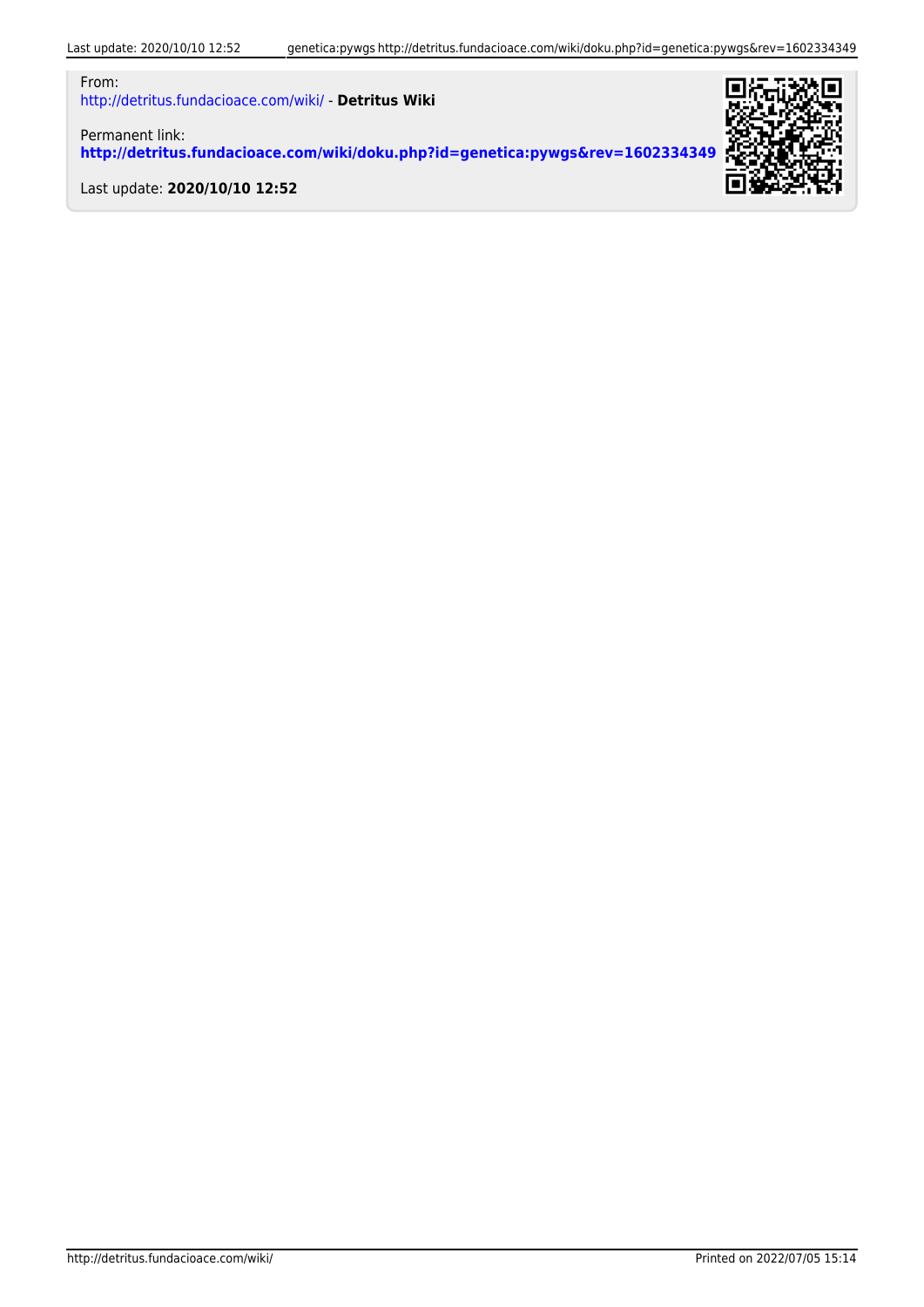From:
http://detritus.fundacioace.com/wiki/ - **Detritus Wiki**

Permanent link:
**http://detritus.fundacioace.com/wiki/doku.php?id=genetica:pywgs&rev=1602334349**

Last update: **2020/10/10 12:52**